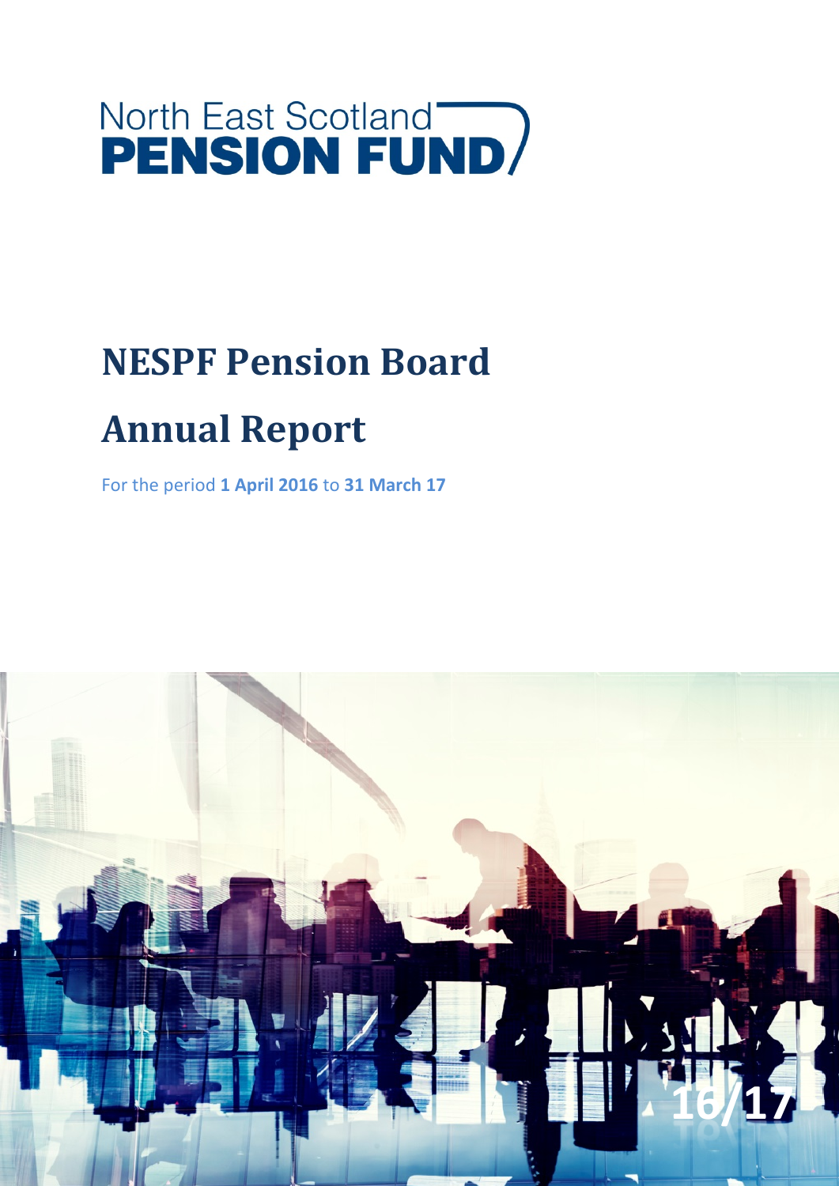North East Scotland
**PENSION FUND**

# NESPF Pension Board

# Annual Report

For the period **1 April 2016** to **31 March 17**

**16/17**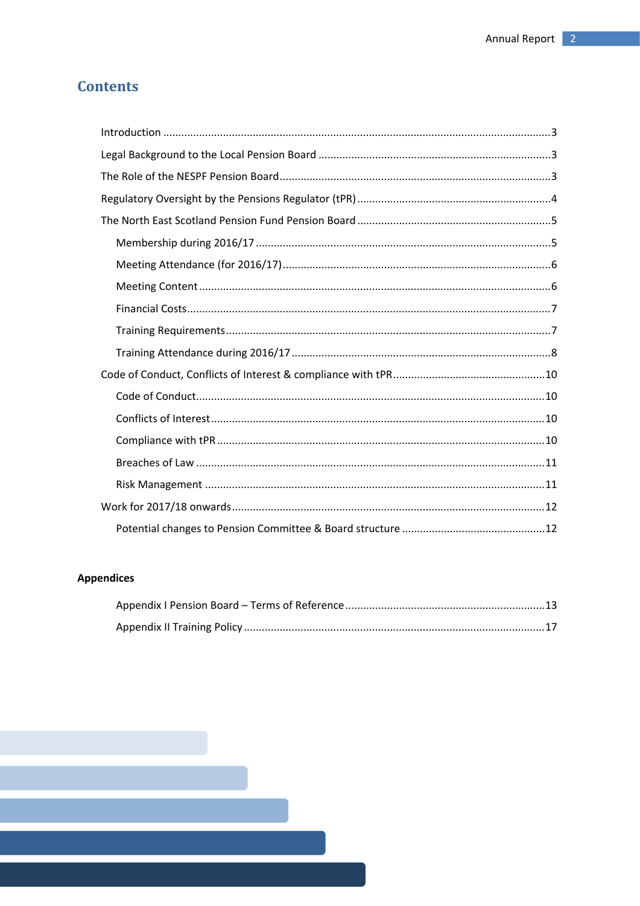# Contents

- Introduction ... 3
- Legal Background to the Local Pension Board ... 3
- The Role of the NESPF Pension Board ... 3
- Regulatory Oversight by the Pensions Regulator (tPR) ... 4
- The North East Scotland Pension Fund Pension Board ... 5
  - Membership during 2016/17 ... 5
  - Meeting Attendance (for 2016/17) ... 6
  - Meeting Content ... 6
  - Financial Costs ... 7
  - Training Requirements ... 7
  - Training Attendance during 2016/17 ... 8
- Code of Conduct, Conflicts of Interest & compliance with tPR ... 10
  - Code of Conduct ... 10
  - Conflicts of Interest ... 10
  - Compliance with tPR ... 10
  - Breaches of Law ... 11
  - Risk Management ... 11
- Work for 2017/18 onwards ... 12
  - Potential changes to Pension Committee & Board structure ... 12

**Appendices**

- Appendix I Pension Board – Terms of Reference ... 13
- Appendix II Training Policy ... 17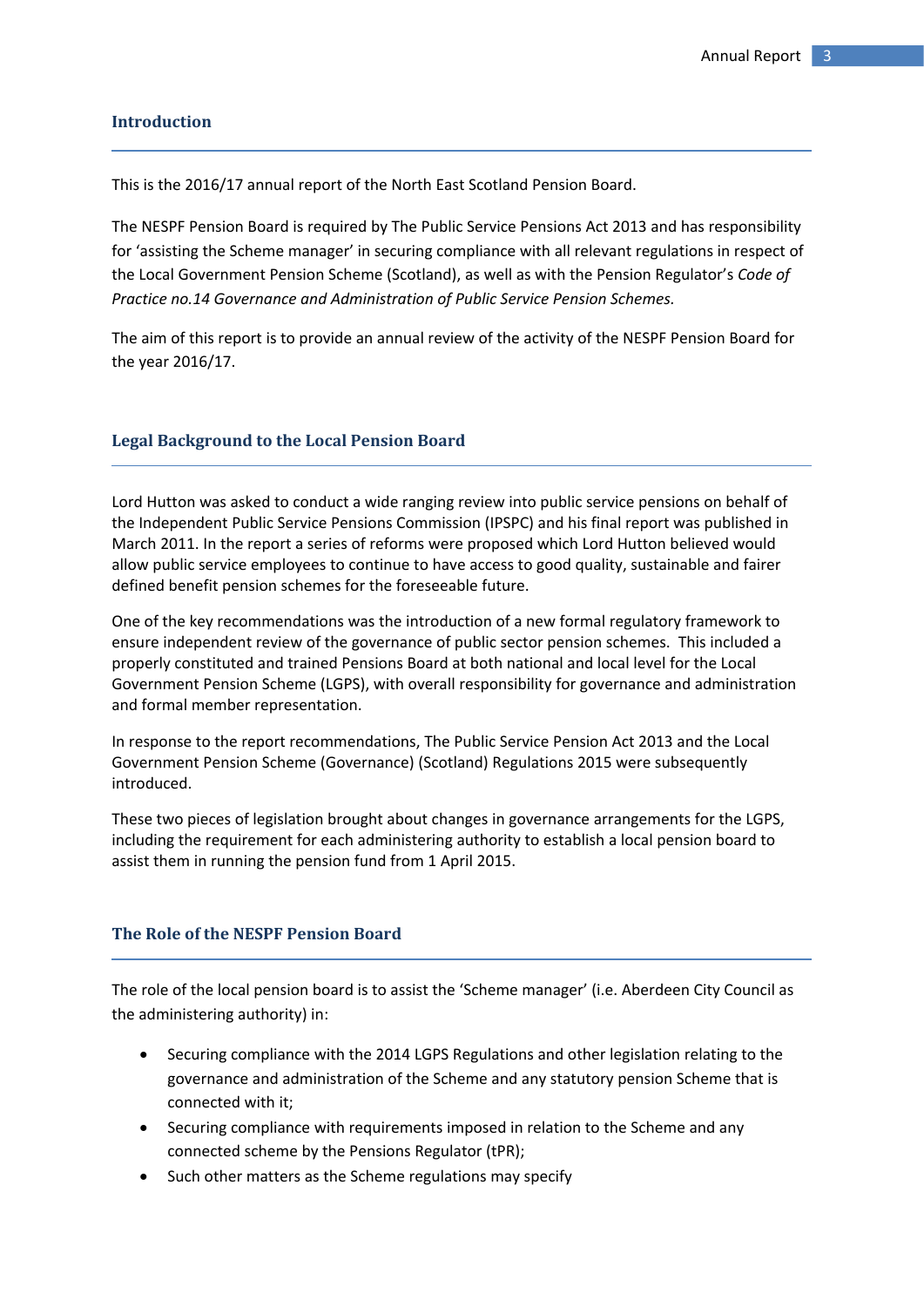## Introduction

This is the 2016/17 annual report of the North East Scotland Pension Board.

The NESPF Pension Board is required by The Public Service Pensions Act 2013 and has responsibility for 'assisting the Scheme manager' in securing compliance with all relevant regulations in respect of the Local Government Pension Scheme (Scotland), as well as with the Pension Regulator's *Code of Practice no.14 Governance and Administration of Public Service Pension Schemes.*

The aim of this report is to provide an annual review of the activity of the NESPF Pension Board for the year 2016/17.

## Legal Background to the Local Pension Board

Lord Hutton was asked to conduct a wide ranging review into public service pensions on behalf of the Independent Public Service Pensions Commission (IPSPC) and his final report was published in March 2011. In the report a series of reforms were proposed which Lord Hutton believed would allow public service employees to continue to have access to good quality, sustainable and fairer defined benefit pension schemes for the foreseeable future.

One of the key recommendations was the introduction of a new formal regulatory framework to ensure independent review of the governance of public sector pension schemes. This included a properly constituted and trained Pensions Board at both national and local level for the Local Government Pension Scheme (LGPS), with overall responsibility for governance and administration and formal member representation.

In response to the report recommendations, The Public Service Pension Act 2013 and the Local Government Pension Scheme (Governance) (Scotland) Regulations 2015 were subsequently introduced.

These two pieces of legislation brought about changes in governance arrangements for the LGPS, including the requirement for each administering authority to establish a local pension board to assist them in running the pension fund from 1 April 2015.

## The Role of the NESPF Pension Board

The role of the local pension board is to assist the 'Scheme manager' (i.e. Aberdeen City Council as the administering authority) in:

- Securing compliance with the 2014 LGPS Regulations and other legislation relating to the governance and administration of the Scheme and any statutory pension Scheme that is connected with it;
- Securing compliance with requirements imposed in relation to the Scheme and any connected scheme by the Pensions Regulator (tPR);
- Such other matters as the Scheme regulations may specify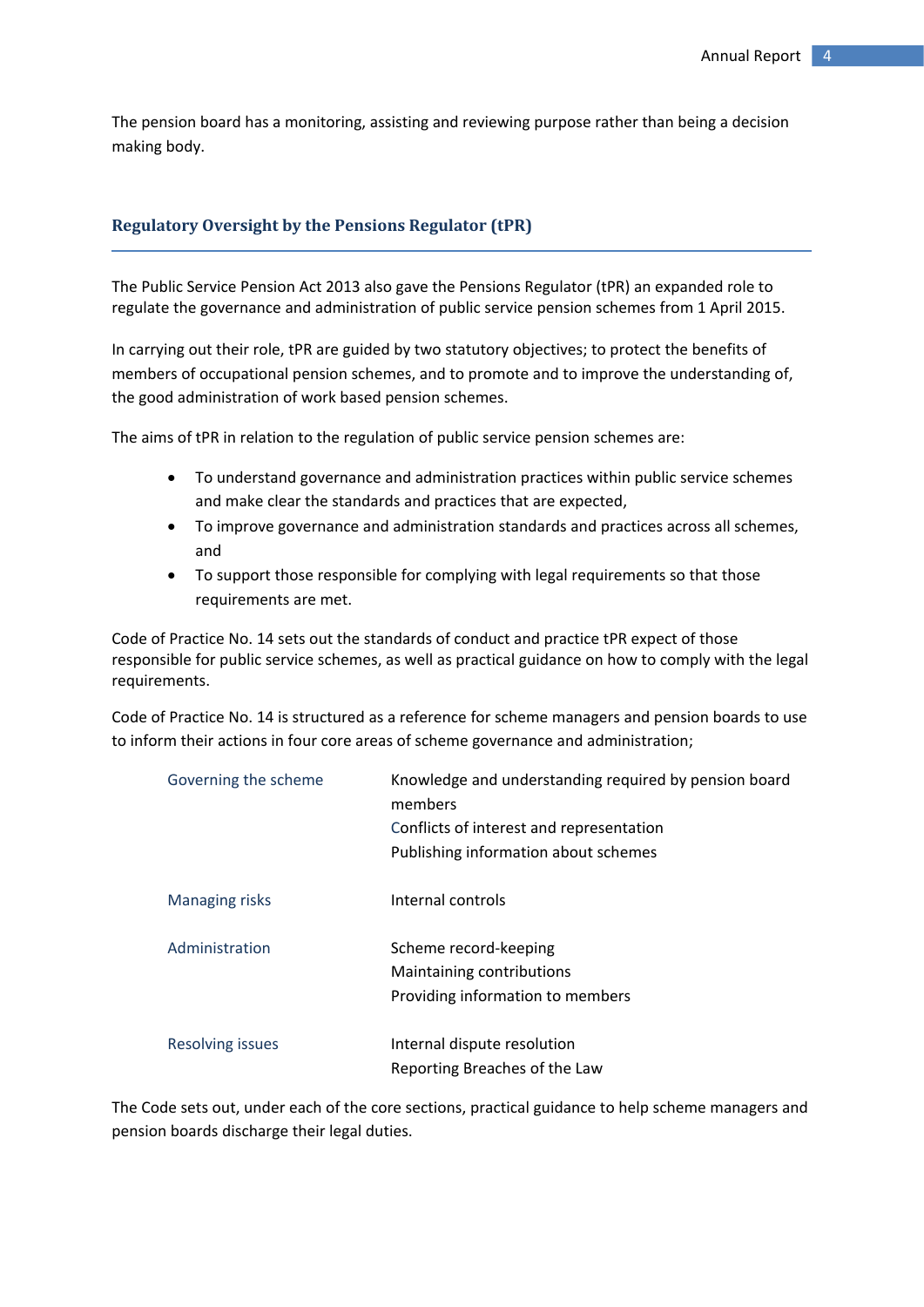The pension board has a monitoring, assisting and reviewing purpose rather than being a decision making body.

## Regulatory Oversight by the Pensions Regulator (tPR)

The Public Service Pension Act 2013 also gave the Pensions Regulator (tPR) an expanded role to regulate the governance and administration of public service pension schemes from 1 April 2015.

In carrying out their role, tPR are guided by two statutory objectives; to protect the benefits of members of occupational pension schemes, and to promote and to improve the understanding of, the good administration of work based pension schemes.

The aims of tPR in relation to the regulation of public service pension schemes are:

- To understand governance and administration practices within public service schemes and make clear the standards and practices that are expected,
- To improve governance and administration standards and practices across all schemes, and
- To support those responsible for complying with legal requirements so that those requirements are met.

Code of Practice No. 14 sets out the standards of conduct and practice tPR expect of those responsible for public service schemes, as well as practical guidance on how to comply with the legal requirements.

Code of Practice No. 14 is structured as a reference for scheme managers and pension boards to use to inform their actions in four core areas of scheme governance and administration;

| | |
|---|---|
| Governing the scheme | Knowledge and understanding required by pension board members<br>Conflicts of interest and representation<br>Publishing information about schemes |
| Managing risks | Internal controls |
| Administration | Scheme record-keeping<br>Maintaining contributions<br>Providing information to members |
| Resolving issues | Internal dispute resolution<br>Reporting Breaches of the Law |

The Code sets out, under each of the core sections, practical guidance to help scheme managers and pension boards discharge their legal duties.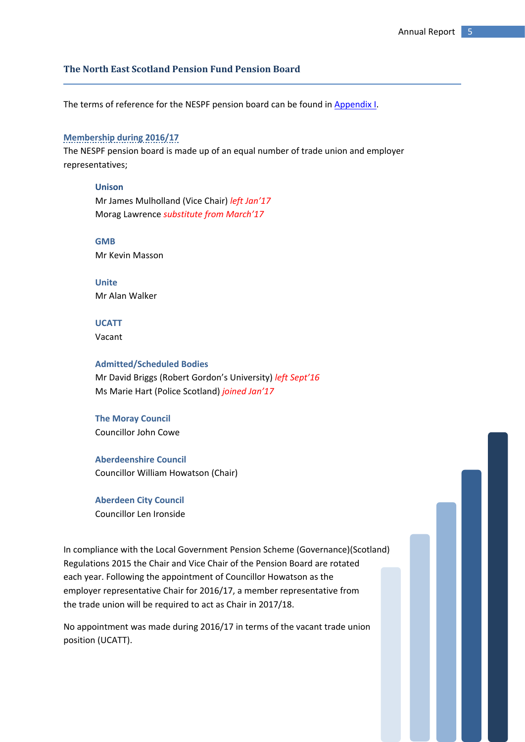## The North East Scotland Pension Fund Pension Board

The terms of reference for the NESPF pension board can be found in Appendix I.

### Membership during 2016/17

The NESPF pension board is made up of an equal number of trade union and employer representatives;

**Unison**
Mr James Mulholland (Vice Chair) *left Jan'17*
Morag Lawrence *substitute from March'17*

**GMB**
Mr Kevin Masson

**Unite**
Mr Alan Walker

**UCATT**
Vacant

**Admitted/Scheduled Bodies**
Mr David Briggs (Robert Gordon's University) *left Sept'16*
Ms Marie Hart (Police Scotland) *joined Jan'17*

**The Moray Council**
Councillor John Cowe

**Aberdeenshire Council**
Councillor William Howatson (Chair)

**Aberdeen City Council**
Councillor Len Ironside

In compliance with the Local Government Pension Scheme (Governance)(Scotland) Regulations 2015 the Chair and Vice Chair of the Pension Board are rotated each year. Following the appointment of Councillor Howatson as the employer representative Chair for 2016/17, a member representative from the trade union will be required to act as Chair in 2017/18.

No appointment was made during 2016/17 in terms of the vacant trade union position (UCATT).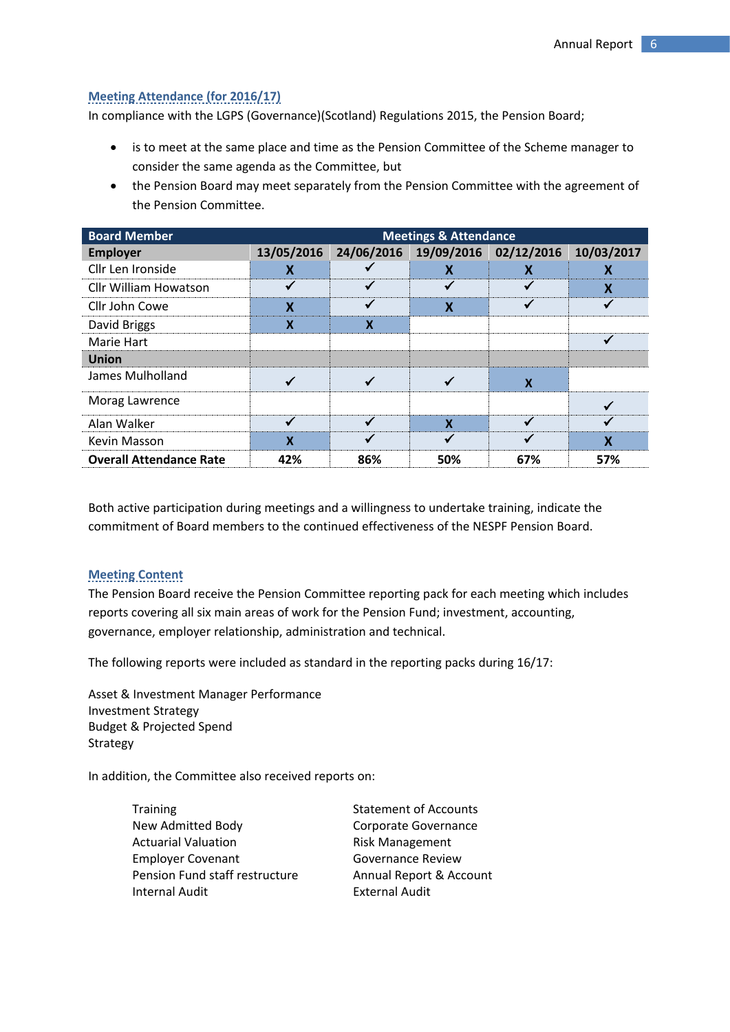## Meeting Attendance (for 2016/17)

In compliance with the LGPS (Governance)(Scotland) Regulations 2015, the Pension Board;

- is to meet at the same place and time as the Pension Committee of the Scheme manager to consider the same agenda as the Committee, but
- the Pension Board may meet separately from the Pension Committee with the agreement of the Pension Committee.

| Board Member | Meetings & Attendance | | | | |
|---|---|---|---|---|---|
| **Employer** | **13/05/2016** | **24/06/2016** | **19/09/2016** | **02/12/2016** | **10/03/2017** |
| Cllr Len Ironside | X | ✓ | X | X | X |
| Cllr William Howatson | ✓ | ✓ | ✓ | ✓ | X |
| Cllr John Cowe | X | ✓ | X | ✓ | ✓ |
| David Briggs | X | X | | | |
| Marie Hart | | | | | ✓ |
| **Union** | | | | | |
| James Mulholland | ✓ | ✓ | ✓ | X | |
| Morag Lawrence | | | | | ✓ |
| Alan Walker | ✓ | ✓ | X | ✓ | ✓ |
| Kevin Masson | X | ✓ | ✓ | ✓ | X |
| **Overall Attendance Rate** | **42%** | **86%** | **50%** | **67%** | **57%** |

Both active participation during meetings and a willingness to undertake training, indicate the commitment of Board members to the continued effectiveness of the NESPF Pension Board.

## Meeting Content

The Pension Board receive the Pension Committee reporting pack for each meeting which includes reports covering all six main areas of work for the Pension Fund; investment, accounting, governance, employer relationship, administration and technical.

The following reports were included as standard in the reporting packs during 16/17:

Asset & Investment Manager Performance
Investment Strategy
Budget & Projected Spend
Strategy

In addition, the Committee also received reports on:

Training
New Admitted Body
Actuarial Valuation
Employer Covenant
Pension Fund staff restructure
Internal Audit
Statement of Accounts
Corporate Governance
Risk Management
Governance Review
Annual Report & Account
External Audit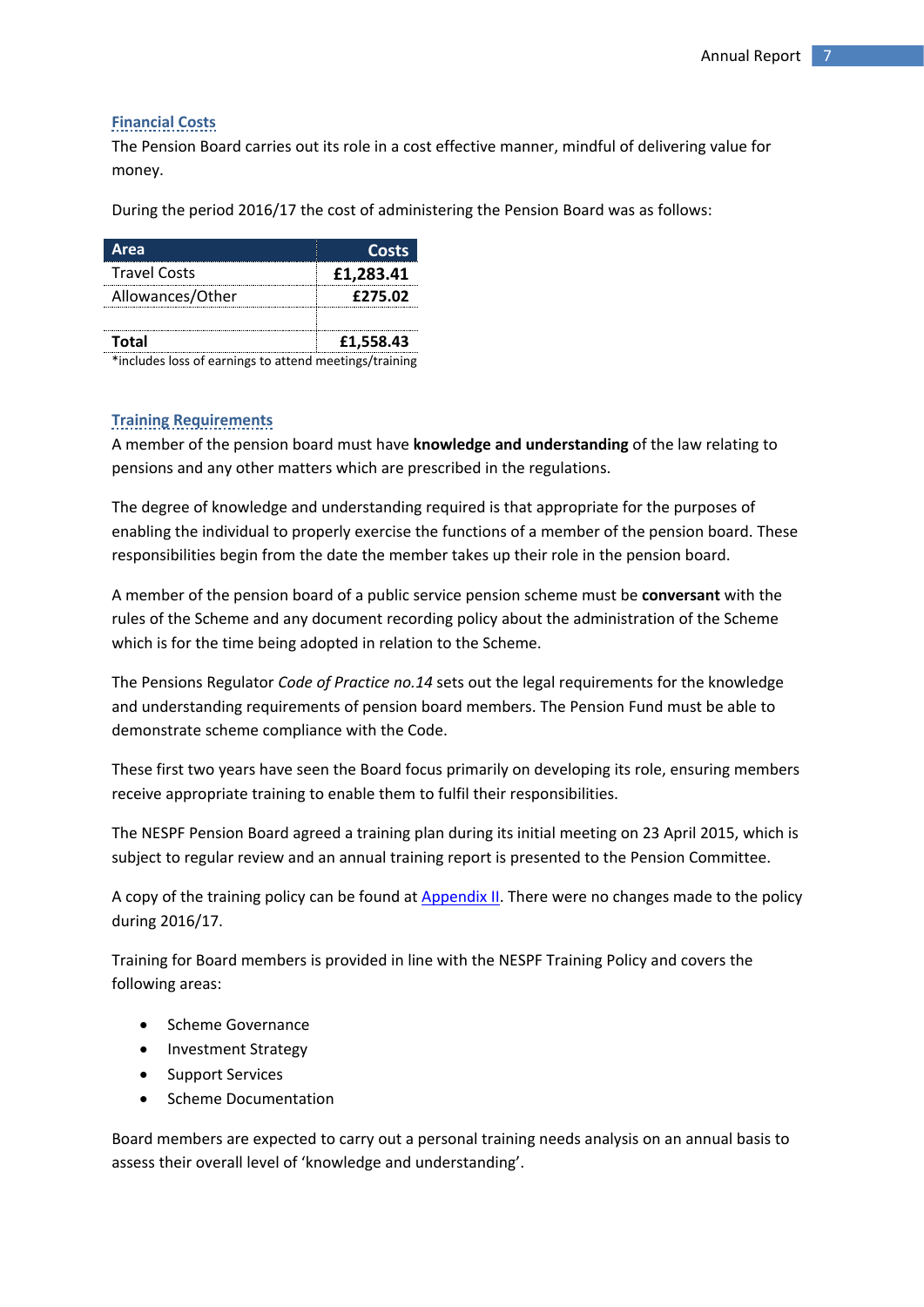## Financial Costs

The Pension Board carries out its role in a cost effective manner, mindful of delivering value for money.

During the period 2016/17 the cost of administering the Pension Board was as follows:

| Area | Costs |
|---|---|
| Travel Costs | **£1,283.41** |
| Allowances/Other | **£275.02** |
| | |
| **Total** | **£1,558.43** |

*includes loss of earnings to attend meetings/training

## Training Requirements

A member of the pension board must have **knowledge and understanding** of the law relating to pensions and any other matters which are prescribed in the regulations.

The degree of knowledge and understanding required is that appropriate for the purposes of enabling the individual to properly exercise the functions of a member of the pension board. These responsibilities begin from the date the member takes up their role in the pension board.

A member of the pension board of a public service pension scheme must be **conversant** with the rules of the Scheme and any document recording policy about the administration of the Scheme which is for the time being adopted in relation to the Scheme.

The Pensions Regulator *Code of Practice no.14* sets out the legal requirements for the knowledge and understanding requirements of pension board members. The Pension Fund must be able to demonstrate scheme compliance with the Code.

These first two years have seen the Board focus primarily on developing its role, ensuring members receive appropriate training to enable them to fulfil their responsibilities.

The NESPF Pension Board agreed a training plan during its initial meeting on 23 April 2015, which is subject to regular review and an annual training report is presented to the Pension Committee.

A copy of the training policy can be found at Appendix II. There were no changes made to the policy during 2016/17.

Training for Board members is provided in line with the NESPF Training Policy and covers the following areas:

- Scheme Governance
- Investment Strategy
- Support Services
- Scheme Documentation

Board members are expected to carry out a personal training needs analysis on an annual basis to assess their overall level of 'knowledge and understanding'.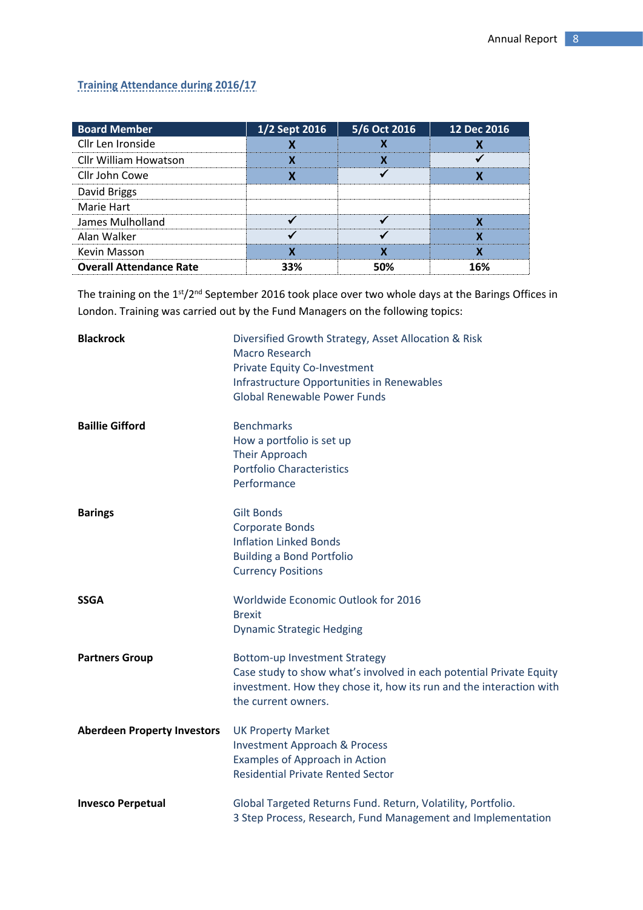## Training Attendance during 2016/17

| Board Member | 1/2 Sept 2016 | 5/6 Oct 2016 | 12 Dec 2016 |
|---|---|---|---|
| Cllr Len Ironside | X | X | X |
| Cllr William Howatson | X | X | ✓ |
| Cllr John Cowe | X | ✓ | X |
| David Briggs | | | |
| Marie Hart | | | |
| James Mulholland | ✓ | ✓ | X |
| Alan Walker | ✓ | ✓ | X |
| Kevin Masson | X | X | X |
| **Overall Attendance Rate** | **33%** | **50%** | **16%** |

The training on the 1st/2nd September 2016 took place over two whole days at the Barings Offices in London. Training was carried out by the Fund Managers on the following topics:

**Blackrock**
- Diversified Growth Strategy, Asset Allocation & Risk
- Macro Research
- Private Equity Co-Investment
- Infrastructure Opportunities in Renewables
- Global Renewable Power Funds

**Baillie Gifford**
- Benchmarks
- How a portfolio is set up
- Their Approach
- Portfolio Characteristics
- Performance

**Barings**
- Gilt Bonds
- Corporate Bonds
- Inflation Linked Bonds
- Building a Bond Portfolio
- Currency Positions

**SSGA**
- Worldwide Economic Outlook for 2016
- Brexit
- Dynamic Strategic Hedging

**Partners Group**
- Bottom-up Investment Strategy
- Case study to show what's involved in each potential Private Equity investment. How they chose it, how its run and the interaction with the current owners.

**Aberdeen Property Investors**
- UK Property Market
- Investment Approach & Process
- Examples of Approach in Action
- Residential Private Rented Sector

**Invesco Perpetual**
- Global Targeted Returns Fund. Return, Volatility, Portfolio.
- 3 Step Process, Research, Fund Management and Implementation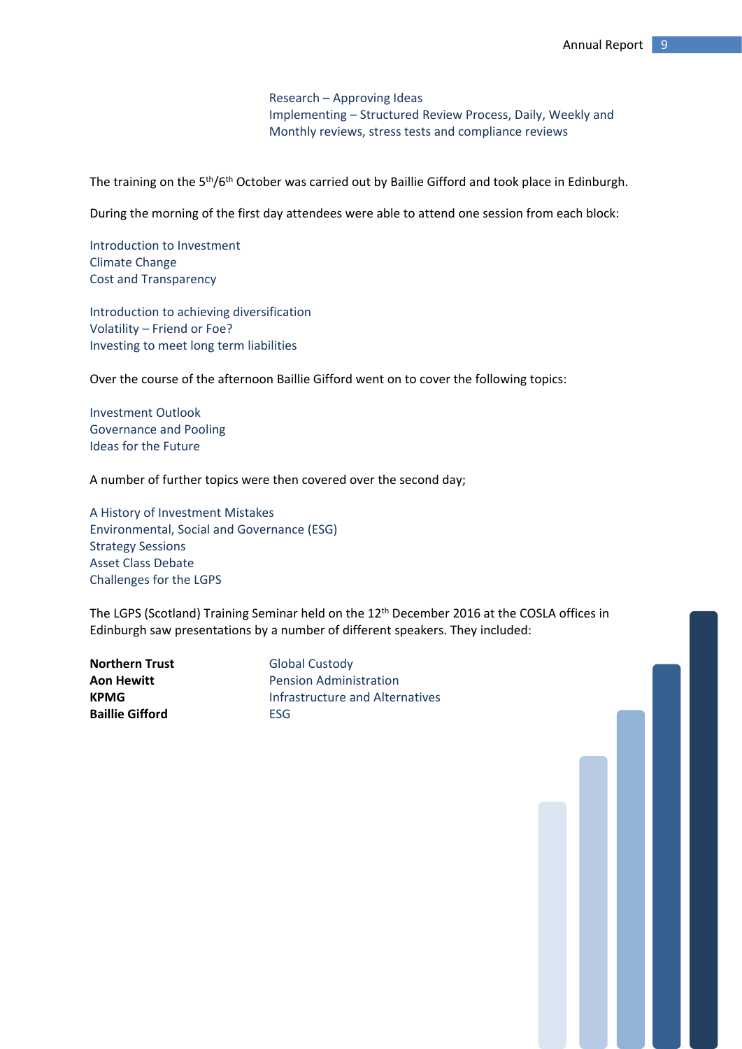Research – Approving Ideas
Implementing – Structured Review Process, Daily, Weekly and Monthly reviews, stress tests and compliance reviews

The training on the 5th/6th October was carried out by Baillie Gifford and took place in Edinburgh.

During the morning of the first day attendees were able to attend one session from each block:

Introduction to Investment
Climate Change
Cost and Transparency

Introduction to achieving diversification
Volatility – Friend or Foe?
Investing to meet long term liabilities

Over the course of the afternoon Baillie Gifford went on to cover the following topics:

Investment Outlook
Governance and Pooling
Ideas for the Future

A number of further topics were then covered over the second day;

A History of Investment Mistakes
Environmental, Social and Governance (ESG)
Strategy Sessions
Asset Class Debate
Challenges for the LGPS

The LGPS (Scotland) Training Seminar held on the 12th December 2016 at the COSLA offices in Edinburgh saw presentations by a number of different speakers. They included:

| | |
|---|---|
| **Northern Trust** | Global Custody |
| **Aon Hewitt** | Pension Administration |
| **KPMG** | Infrastructure and Alternatives |
| **Baillie Gifford** | ESG |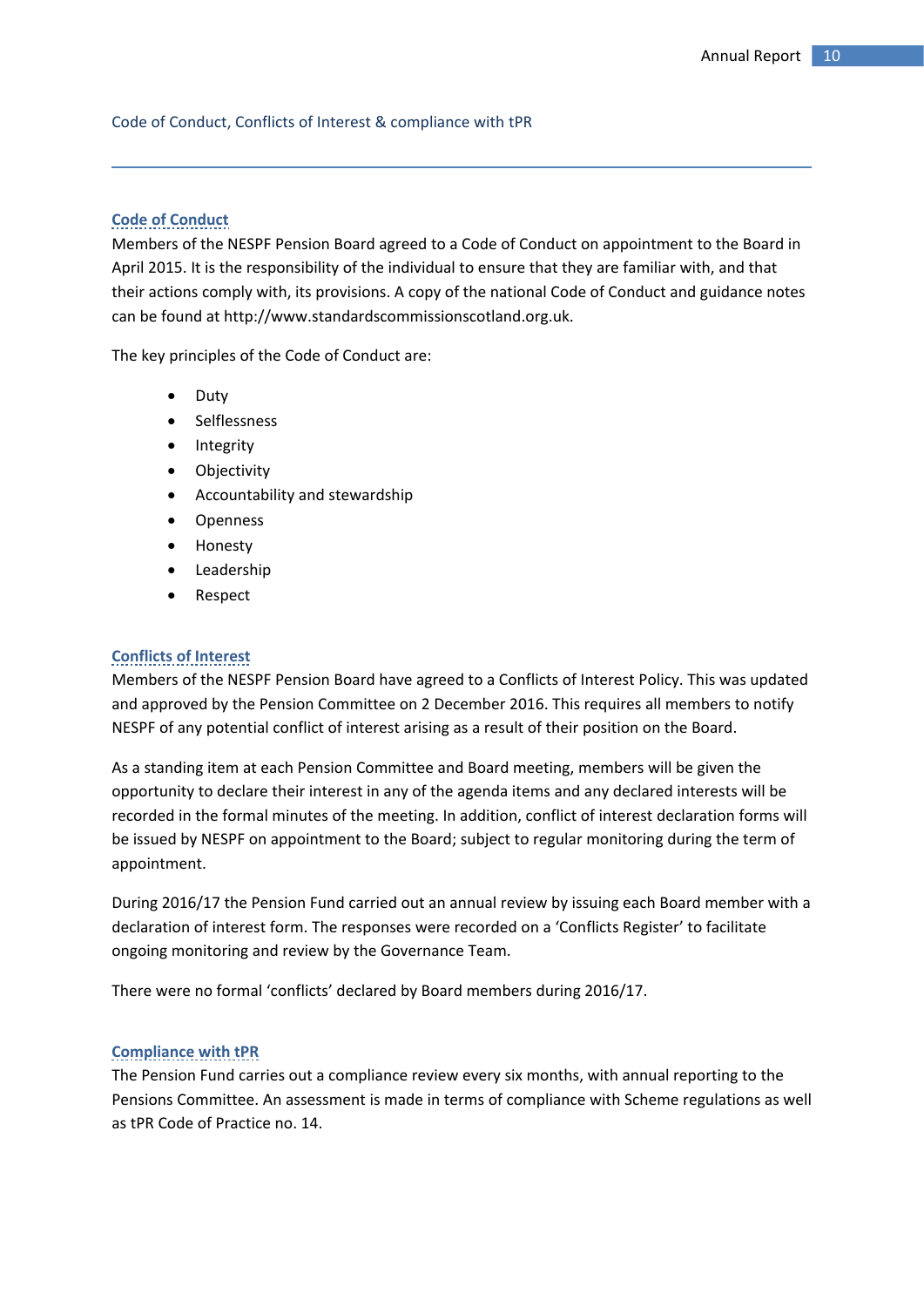## Code of Conduct, Conflicts of Interest & compliance with tPR

### Code of Conduct

Members of the NESPF Pension Board agreed to a Code of Conduct on appointment to the Board in April 2015. It is the responsibility of the individual to ensure that they are familiar with, and that their actions comply with, its provisions. A copy of the national Code of Conduct and guidance notes can be found at http://www.standardscommissionscotland.org.uk.

The key principles of the Code of Conduct are:

- Duty
- Selflessness
- Integrity
- Objectivity
- Accountability and stewardship
- Openness
- Honesty
- Leadership
- Respect

### Conflicts of Interest

Members of the NESPF Pension Board have agreed to a Conflicts of Interest Policy. This was updated and approved by the Pension Committee on 2 December 2016. This requires all members to notify NESPF of any potential conflict of interest arising as a result of their position on the Board.

As a standing item at each Pension Committee and Board meeting, members will be given the opportunity to declare their interest in any of the agenda items and any declared interests will be recorded in the formal minutes of the meeting. In addition, conflict of interest declaration forms will be issued by NESPF on appointment to the Board; subject to regular monitoring during the term of appointment.

During 2016/17 the Pension Fund carried out an annual review by issuing each Board member with a declaration of interest form. The responses were recorded on a 'Conflicts Register' to facilitate ongoing monitoring and review by the Governance Team.

There were no formal 'conflicts' declared by Board members during 2016/17.

### Compliance with tPR

The Pension Fund carries out a compliance review every six months, with annual reporting to the Pensions Committee. An assessment is made in terms of compliance with Scheme regulations as well as tPR Code of Practice no. 14.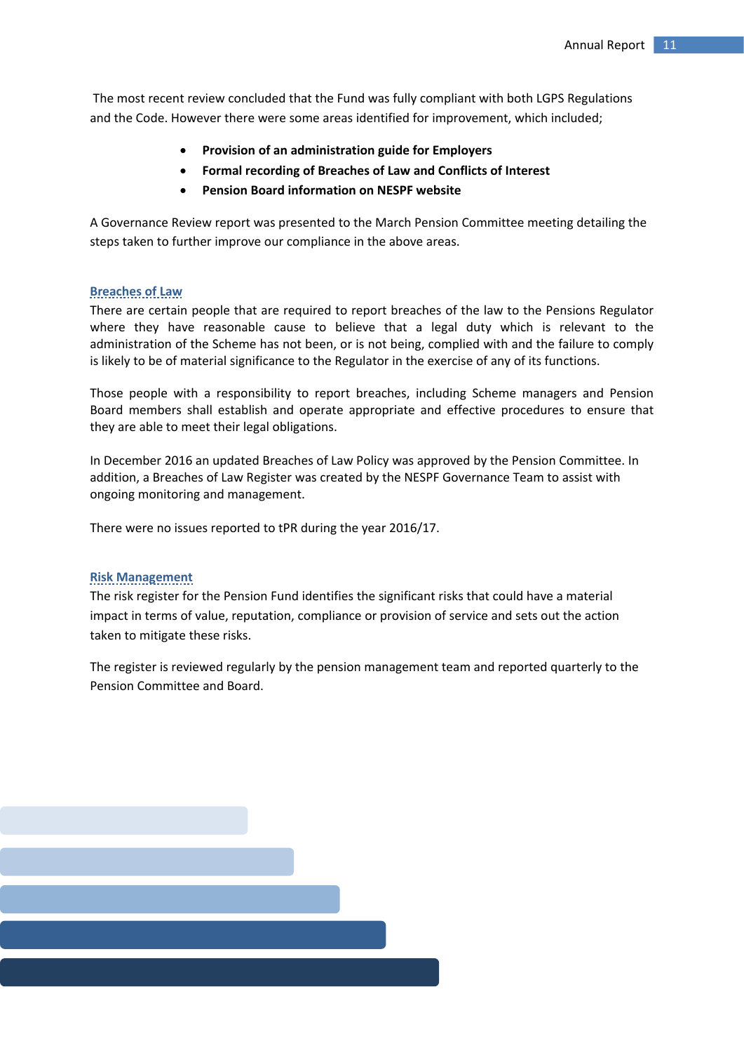The most recent review concluded that the Fund was fully compliant with both LGPS Regulations and the Code. However there were some areas identified for improvement, which included;

- **Provision of an administration guide for Employers**
- **Formal recording of Breaches of Law and Conflicts of Interest**
- **Pension Board information on NESPF website**

A Governance Review report was presented to the March Pension Committee meeting detailing the steps taken to further improve our compliance in the above areas.

## Breaches of Law

There are certain people that are required to report breaches of the law to the Pensions Regulator where they have reasonable cause to believe that a legal duty which is relevant to the administration of the Scheme has not been, or is not being, complied with and the failure to comply is likely to be of material significance to the Regulator in the exercise of any of its functions.

Those people with a responsibility to report breaches, including Scheme managers and Pension Board members shall establish and operate appropriate and effective procedures to ensure that they are able to meet their legal obligations.

In December 2016 an updated Breaches of Law Policy was approved by the Pension Committee. In addition, a Breaches of Law Register was created by the NESPF Governance Team to assist with ongoing monitoring and management.

There were no issues reported to tPR during the year 2016/17.

## Risk Management

The risk register for the Pension Fund identifies the significant risks that could have a material impact in terms of value, reputation, compliance or provision of service and sets out the action taken to mitigate these risks.

The register is reviewed regularly by the pension management team and reported quarterly to the Pension Committee and Board.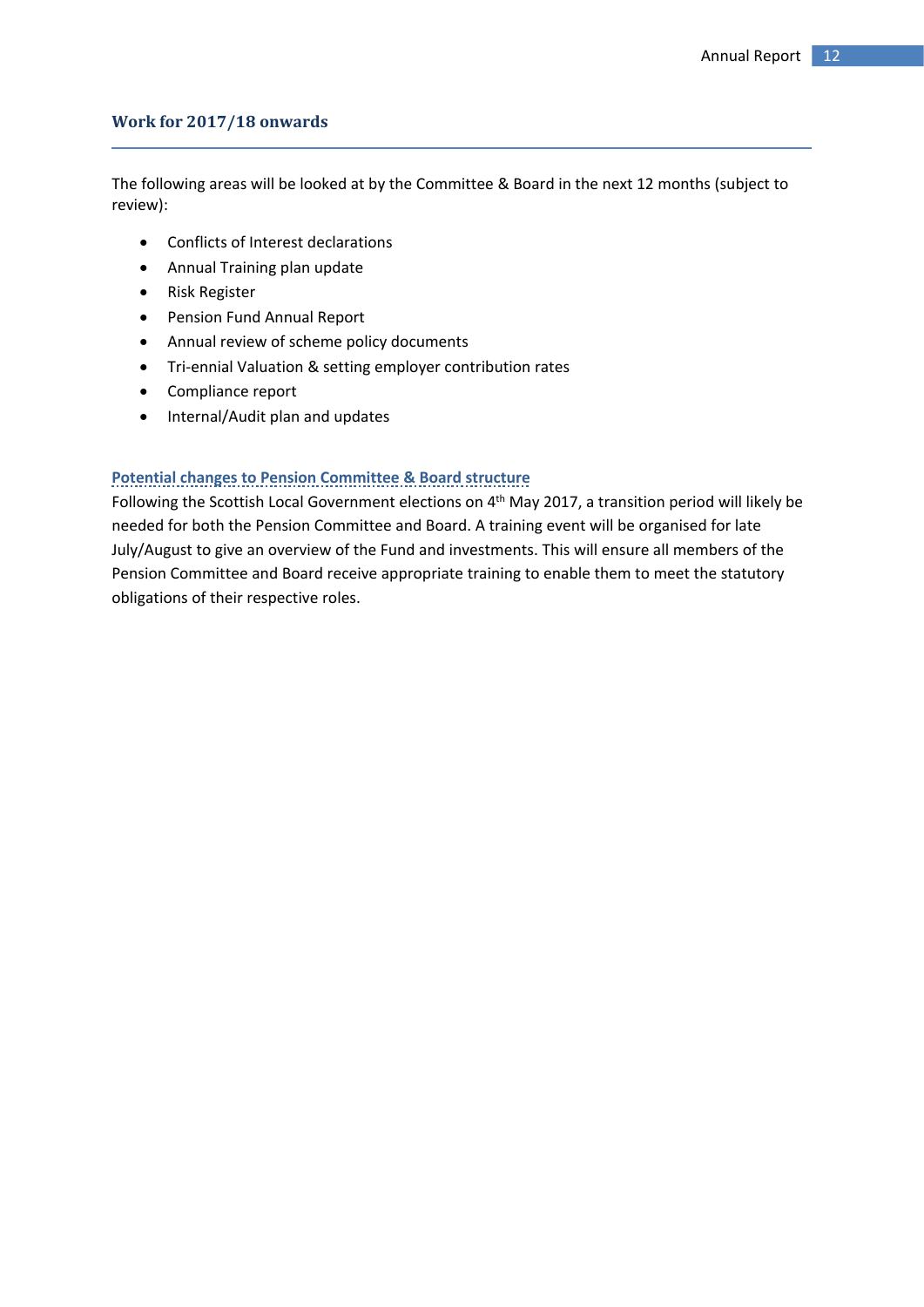## Work for 2017/18 onwards

The following areas will be looked at by the Committee & Board in the next 12 months (subject to review):

- Conflicts of Interest declarations
- Annual Training plan update
- Risk Register
- Pension Fund Annual Report
- Annual review of scheme policy documents
- Tri-ennial Valuation & setting employer contribution rates
- Compliance report
- Internal/Audit plan and updates

### Potential changes to Pension Committee & Board structure

Following the Scottish Local Government elections on 4th May 2017, a transition period will likely be needed for both the Pension Committee and Board. A training event will be organised for late July/August to give an overview of the Fund and investments. This will ensure all members of the Pension Committee and Board receive appropriate training to enable them to meet the statutory obligations of their respective roles.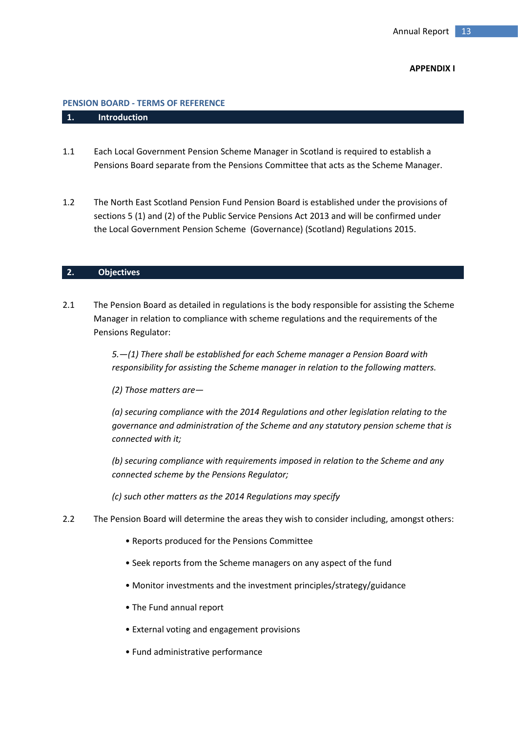**APPENDIX I**

## PENSION BOARD - TERMS OF REFERENCE

### 1. Introduction

1.1 Each Local Government Pension Scheme Manager in Scotland is required to establish a Pensions Board separate from the Pensions Committee that acts as the Scheme Manager.

1.2 The North East Scotland Pension Fund Pension Board is established under the provisions of sections 5 (1) and (2) of the Public Service Pensions Act 2013 and will be confirmed under the Local Government Pension Scheme (Governance) (Scotland) Regulations 2015.

### 2. Objectives

2.1 The Pension Board as detailed in regulations is the body responsible for assisting the Scheme Manager in relation to compliance with scheme regulations and the requirements of the Pensions Regulator:

> *5.—(1) There shall be established for each Scheme manager a Pension Board with responsibility for assisting the Scheme manager in relation to the following matters.*
>
> *(2) Those matters are—*
>
> *(a) securing compliance with the 2014 Regulations and other legislation relating to the governance and administration of the Scheme and any statutory pension scheme that is connected with it;*
>
> *(b) securing compliance with requirements imposed in relation to the Scheme and any connected scheme by the Pensions Regulator;*
>
> *(c) such other matters as the 2014 Regulations may specify*

2.2 The Pension Board will determine the areas they wish to consider including, amongst others:

- Reports produced for the Pensions Committee
- Seek reports from the Scheme managers on any aspect of the fund
- Monitor investments and the investment principles/strategy/guidance
- The Fund annual report
- External voting and engagement provisions
- Fund administrative performance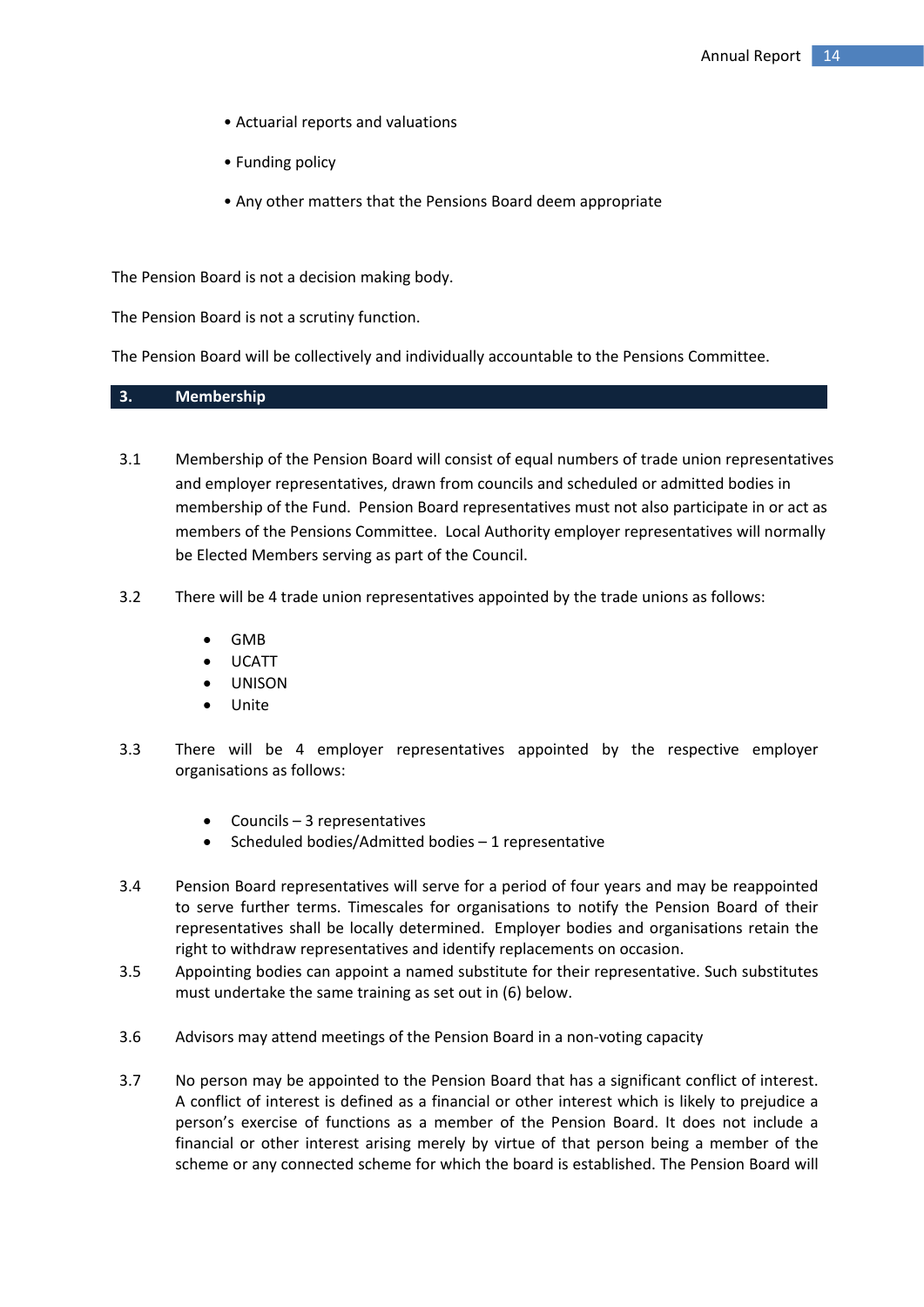- Actuarial reports and valuations
- Funding policy
- Any other matters that the Pensions Board deem appropriate

The Pension Board is not a decision making body.

The Pension Board is not a scrutiny function.

The Pension Board will be collectively and individually accountable to the Pensions Committee.

## 3. Membership

3.1 Membership of the Pension Board will consist of equal numbers of trade union representatives and employer representatives, drawn from councils and scheduled or admitted bodies in membership of the Fund. Pension Board representatives must not also participate in or act as members of the Pensions Committee. Local Authority employer representatives will normally be Elected Members serving as part of the Council.

3.2 There will be 4 trade union representatives appointed by the trade unions as follows:

- GMB
- UCATT
- UNISON
- Unite

3.3 There will be 4 employer representatives appointed by the respective employer organisations as follows:

- Councils – 3 representatives
- Scheduled bodies/Admitted bodies – 1 representative

3.4 Pension Board representatives will serve for a period of four years and may be reappointed to serve further terms. Timescales for organisations to notify the Pension Board of their representatives shall be locally determined. Employer bodies and organisations retain the right to withdraw representatives and identify replacements on occasion.

3.5 Appointing bodies can appoint a named substitute for their representative. Such substitutes must undertake the same training as set out in (6) below.

3.6 Advisors may attend meetings of the Pension Board in a non-voting capacity

3.7 No person may be appointed to the Pension Board that has a significant conflict of interest. A conflict of interest is defined as a financial or other interest which is likely to prejudice a person's exercise of functions as a member of the Pension Board. It does not include a financial or other interest arising merely by virtue of that person being a member of the scheme or any connected scheme for which the board is established. The Pension Board will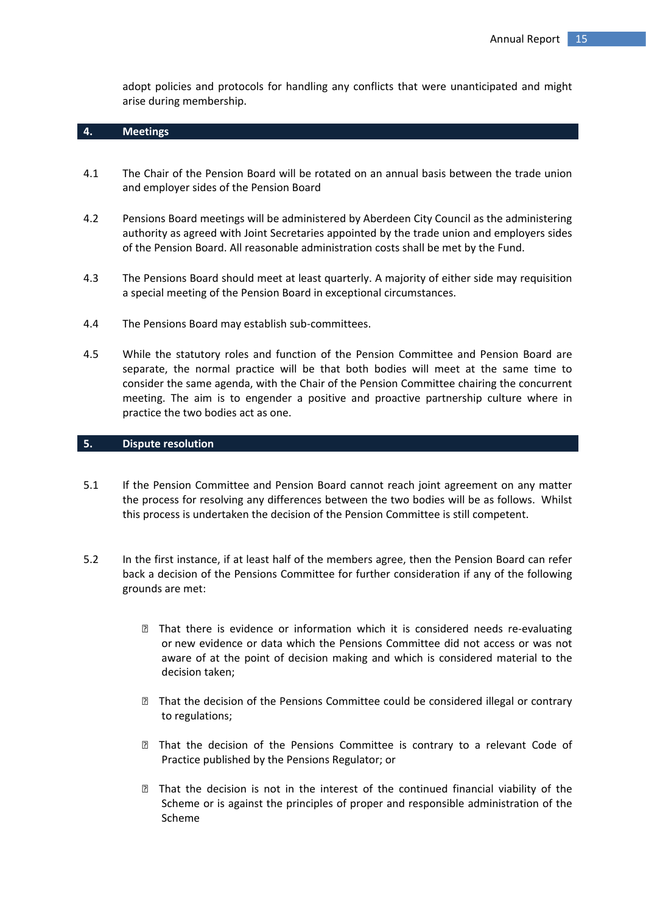adopt policies and protocols for handling any conflicts that were unanticipated and might arise during membership.

## 4. Meetings

4.1 The Chair of the Pension Board will be rotated on an annual basis between the trade union and employer sides of the Pension Board

4.2 Pensions Board meetings will be administered by Aberdeen City Council as the administering authority as agreed with Joint Secretaries appointed by the trade union and employers sides of the Pension Board. All reasonable administration costs shall be met by the Fund.

4.3 The Pensions Board should meet at least quarterly. A majority of either side may requisition a special meeting of the Pension Board in exceptional circumstances.

4.4 The Pensions Board may establish sub-committees.

4.5 While the statutory roles and function of the Pension Committee and Pension Board are separate, the normal practice will be that both bodies will meet at the same time to consider the same agenda, with the Chair of the Pension Committee chairing the concurrent meeting. The aim is to engender a positive and proactive partnership culture where in practice the two bodies act as one.

## 5. Dispute resolution

5.1 If the Pension Committee and Pension Board cannot reach joint agreement on any matter the process for resolving any differences between the two bodies will be as follows. Whilst this process is undertaken the decision of the Pension Committee is still competent.

5.2 In the first instance, if at least half of the members agree, then the Pension Board can refer back a decision of the Pensions Committee for further consideration if any of the following grounds are met:

- That there is evidence or information which it is considered needs re-evaluating or new evidence or data which the Pensions Committee did not access or was not aware of at the point of decision making and which is considered material to the decision taken;
- That the decision of the Pensions Committee could be considered illegal or contrary to regulations;
- That the decision of the Pensions Committee is contrary to a relevant Code of Practice published by the Pensions Regulator; or
- That the decision is not in the interest of the continued financial viability of the Scheme or is against the principles of proper and responsible administration of the Scheme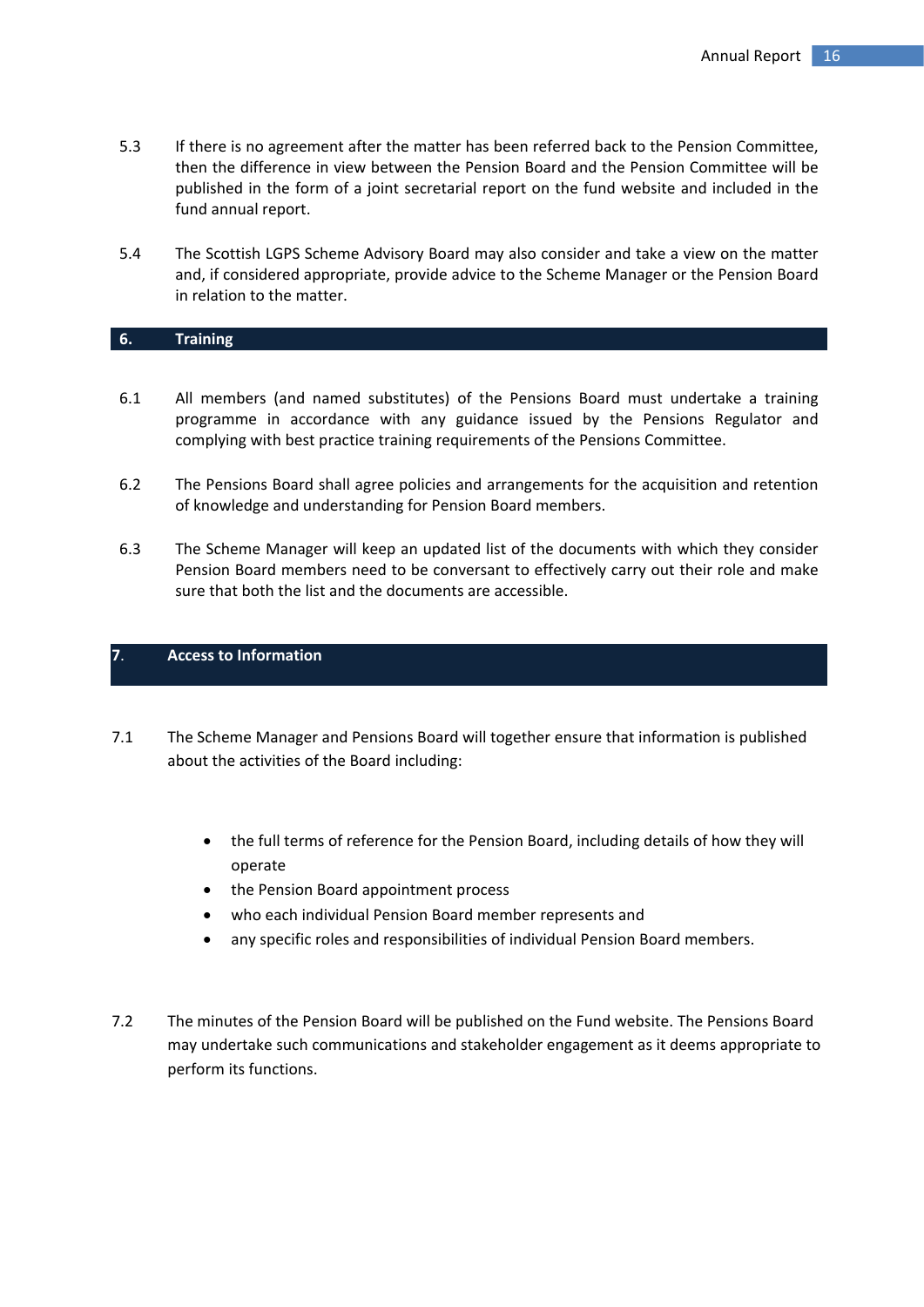5.3 If there is no agreement after the matter has been referred back to the Pension Committee, then the difference in view between the Pension Board and the Pension Committee will be published in the form of a joint secretarial report on the fund website and included in the fund annual report.

5.4 The Scottish LGPS Scheme Advisory Board may also consider and take a view on the matter and, if considered appropriate, provide advice to the Scheme Manager or the Pension Board in relation to the matter.

## 6. Training

6.1 All members (and named substitutes) of the Pensions Board must undertake a training programme in accordance with any guidance issued by the Pensions Regulator and complying with best practice training requirements of the Pensions Committee.

6.2 The Pensions Board shall agree policies and arrangements for the acquisition and retention of knowledge and understanding for Pension Board members.

6.3 The Scheme Manager will keep an updated list of the documents with which they consider Pension Board members need to be conversant to effectively carry out their role and make sure that both the list and the documents are accessible.

## 7. Access to Information

7.1 The Scheme Manager and Pensions Board will together ensure that information is published about the activities of the Board including:

- the full terms of reference for the Pension Board, including details of how they will operate
- the Pension Board appointment process
- who each individual Pension Board member represents and
- any specific roles and responsibilities of individual Pension Board members.

7.2 The minutes of the Pension Board will be published on the Fund website. The Pensions Board may undertake such communications and stakeholder engagement as it deems appropriate to perform its functions.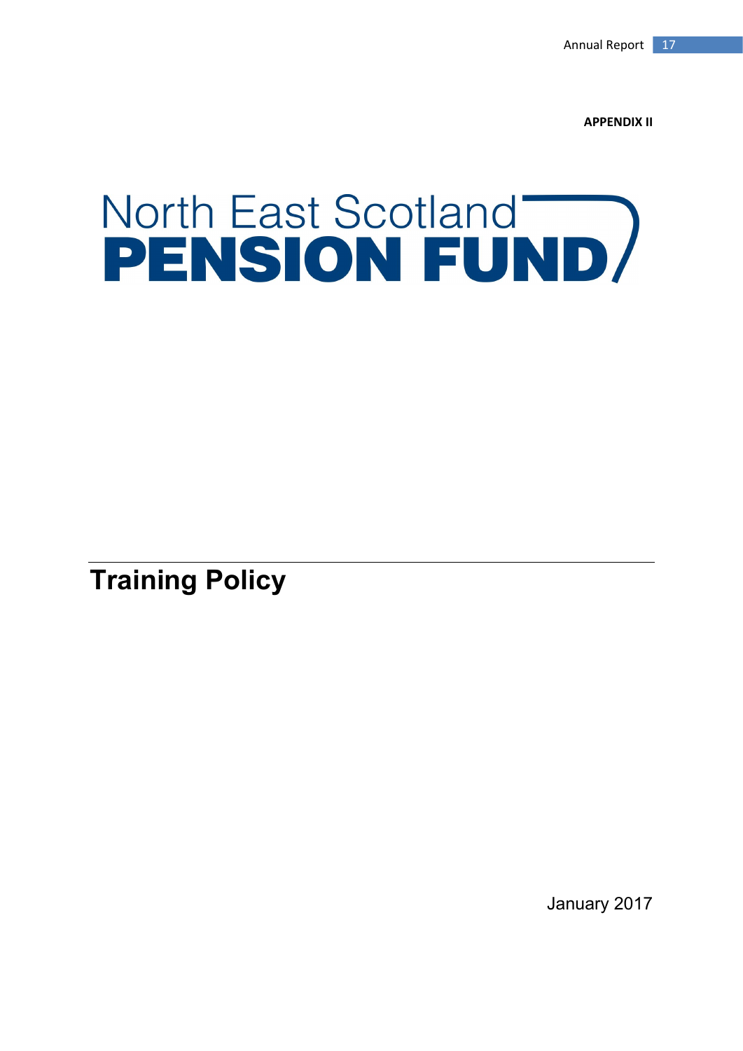**APPENDIX II**

North East Scotland
**PENSION FUND**

# Training Policy

January 2017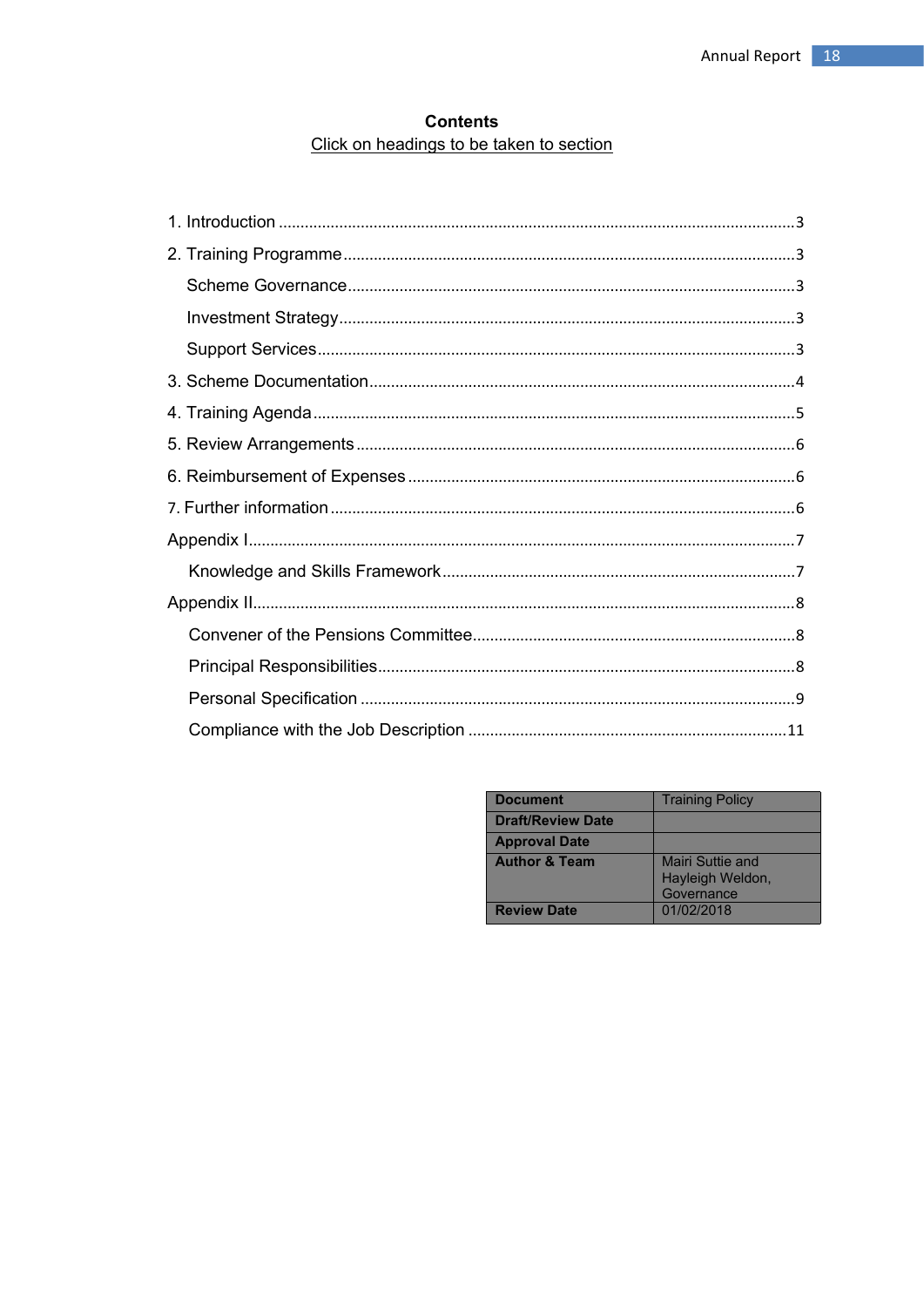**Contents**

Click on headings to be taken to section

1. Introduction ....................................................................................................................3
2. Training Programme.......................................................................................................3
   - Scheme Governance......................................................................................................3
   - Investment Strategy........................................................................................................3
   - Support Services.............................................................................................................3
3. Scheme Documentation..................................................................................................4
4. Training Agenda..............................................................................................................5
5. Review Arrangements.....................................................................................................6
6. Reimbursement of Expenses.........................................................................................6
7. Further information..........................................................................................................6

Appendix I.............................................................................................................................7
   - Knowledge and Skills Framework.................................................................................7

Appendix II............................................................................................................................8
   - Convener of the Pensions Committee..........................................................................8
   - Principal Responsibilities................................................................................................8
   - Personal Specification ....................................................................................................9
   - Compliance with the Job Description .........................................................................11

| **Document** | Training Policy |
|---|---|
| **Draft/Review Date** | |
| **Approval Date** | |
| **Author & Team** | Mairi Suttie and Hayleigh Weldon, Governance |
| **Review Date** | 01/02/2018 |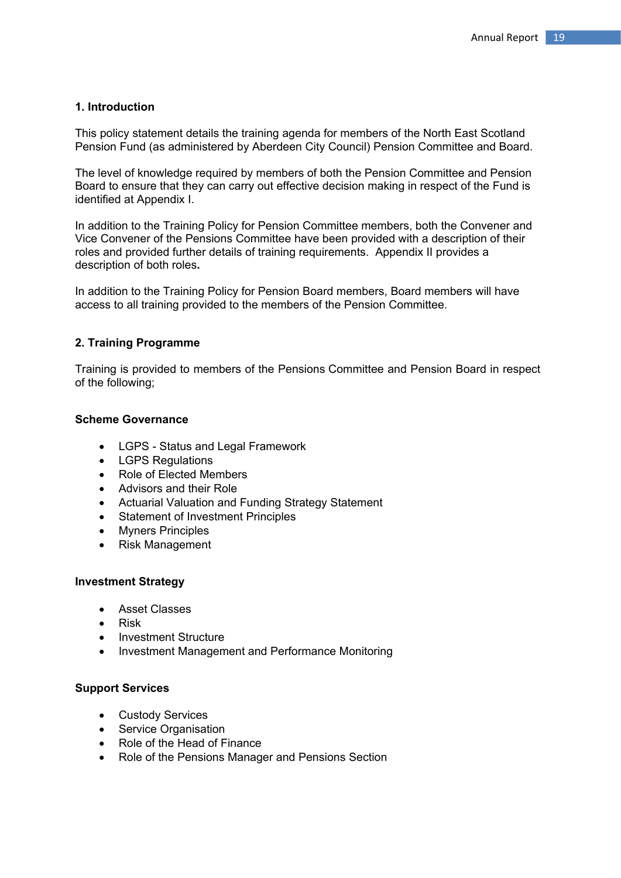## 1. Introduction

This policy statement details the training agenda for members of the North East Scotland Pension Fund (as administered by Aberdeen City Council) Pension Committee and Board.

The level of knowledge required by members of both the Pension Committee and Pension Board to ensure that they can carry out effective decision making in respect of the Fund is identified at Appendix I.

In addition to the Training Policy for Pension Committee members, both the Convener and Vice Convener of the Pensions Committee have been provided with a description of their roles and provided further details of training requirements. Appendix II provides a description of both roles**.**

In addition to the Training Policy for Pension Board members, Board members will have access to all training provided to the members of the Pension Committee.

## 2. Training Programme

Training is provided to members of the Pensions Committee and Pension Board in respect of the following;

### Scheme Governance

- LGPS - Status and Legal Framework
- LGPS Regulations
- Role of Elected Members
- Advisors and their Role
- Actuarial Valuation and Funding Strategy Statement
- Statement of Investment Principles
- Myners Principles
- Risk Management

### Investment Strategy

- Asset Classes
- Risk
- Investment Structure
- Investment Management and Performance Monitoring

### Support Services

- Custody Services
- Service Organisation
- Role of the Head of Finance
- Role of the Pensions Manager and Pensions Section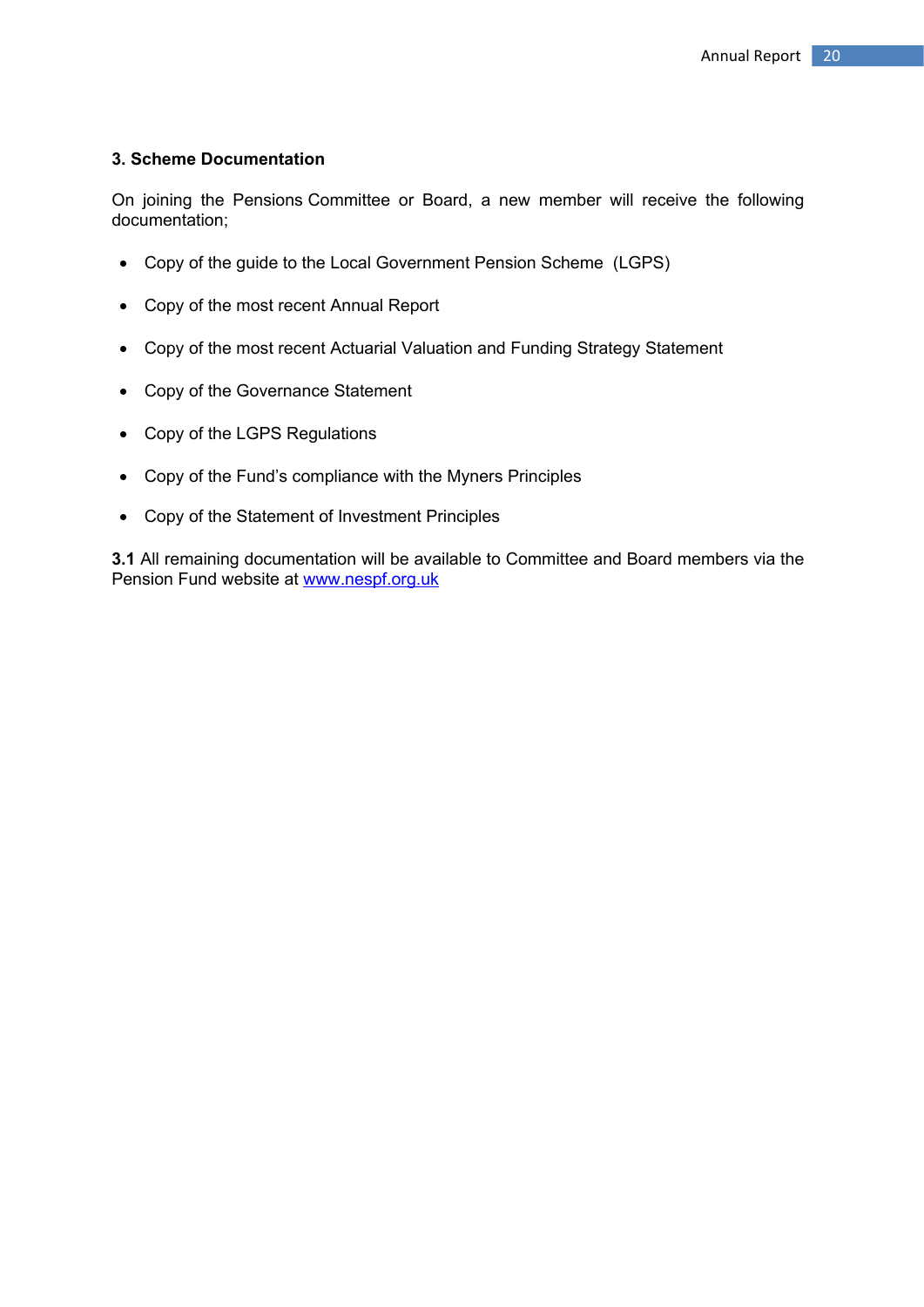### 3. Scheme Documentation

On joining the Pensions Committee or Board, a new member will receive the following documentation;

- Copy of the guide to the Local Government Pension Scheme (LGPS)
- Copy of the most recent Annual Report
- Copy of the most recent Actuarial Valuation and Funding Strategy Statement
- Copy of the Governance Statement
- Copy of the LGPS Regulations
- Copy of the Fund's compliance with the Myners Principles
- Copy of the Statement of Investment Principles

**3.1** All remaining documentation will be available to Committee and Board members via the Pension Fund website at [www.nespf.org.uk](http://www.nespf.org.uk)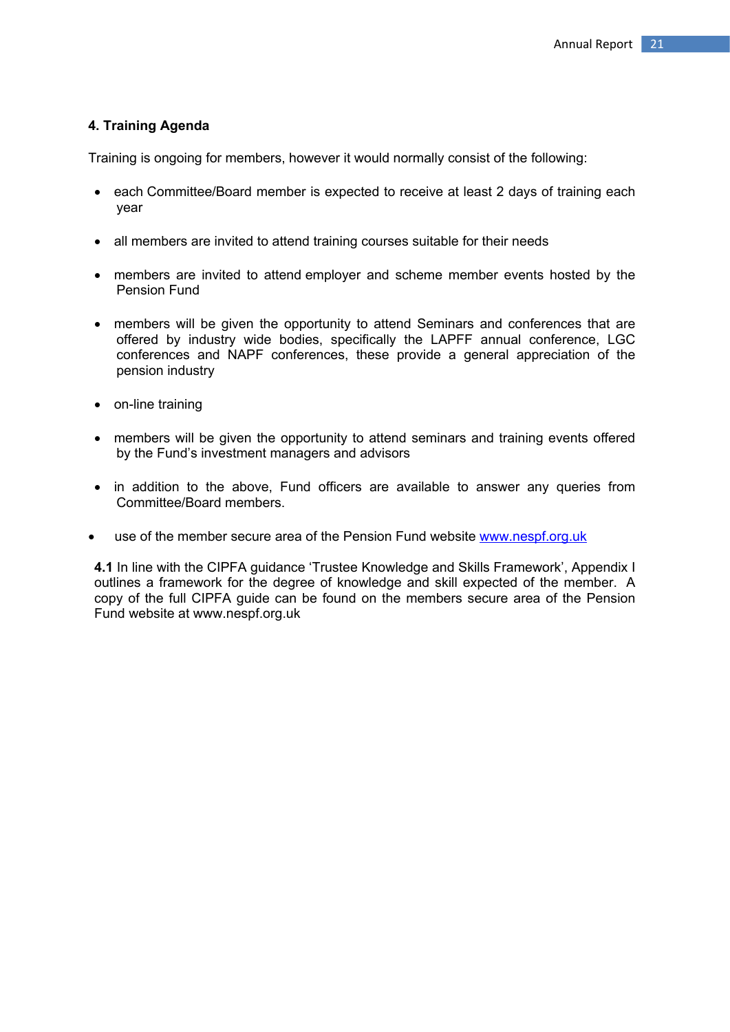## 4. Training Agenda

Training is ongoing for members, however it would normally consist of the following:

- each Committee/Board member is expected to receive at least 2 days of training each year
- all members are invited to attend training courses suitable for their needs
- members are invited to attend employer and scheme member events hosted by the Pension Fund
- members will be given the opportunity to attend Seminars and conferences that are offered by industry wide bodies, specifically the LAPFF annual conference, LGC conferences and NAPF conferences, these provide a general appreciation of the pension industry
- on-line training
- members will be given the opportunity to attend seminars and training events offered by the Fund's investment managers and advisors
- in addition to the above, Fund officers are available to answer any queries from Committee/Board members.
- use of the member secure area of the Pension Fund website [www.nespf.org.uk](http://www.nespf.org.uk)

**4.1** In line with the CIPFA guidance 'Trustee Knowledge and Skills Framework', Appendix I outlines a framework for the degree of knowledge and skill expected of the member. A copy of the full CIPFA guide can be found on the members secure area of the Pension Fund website at www.nespf.org.uk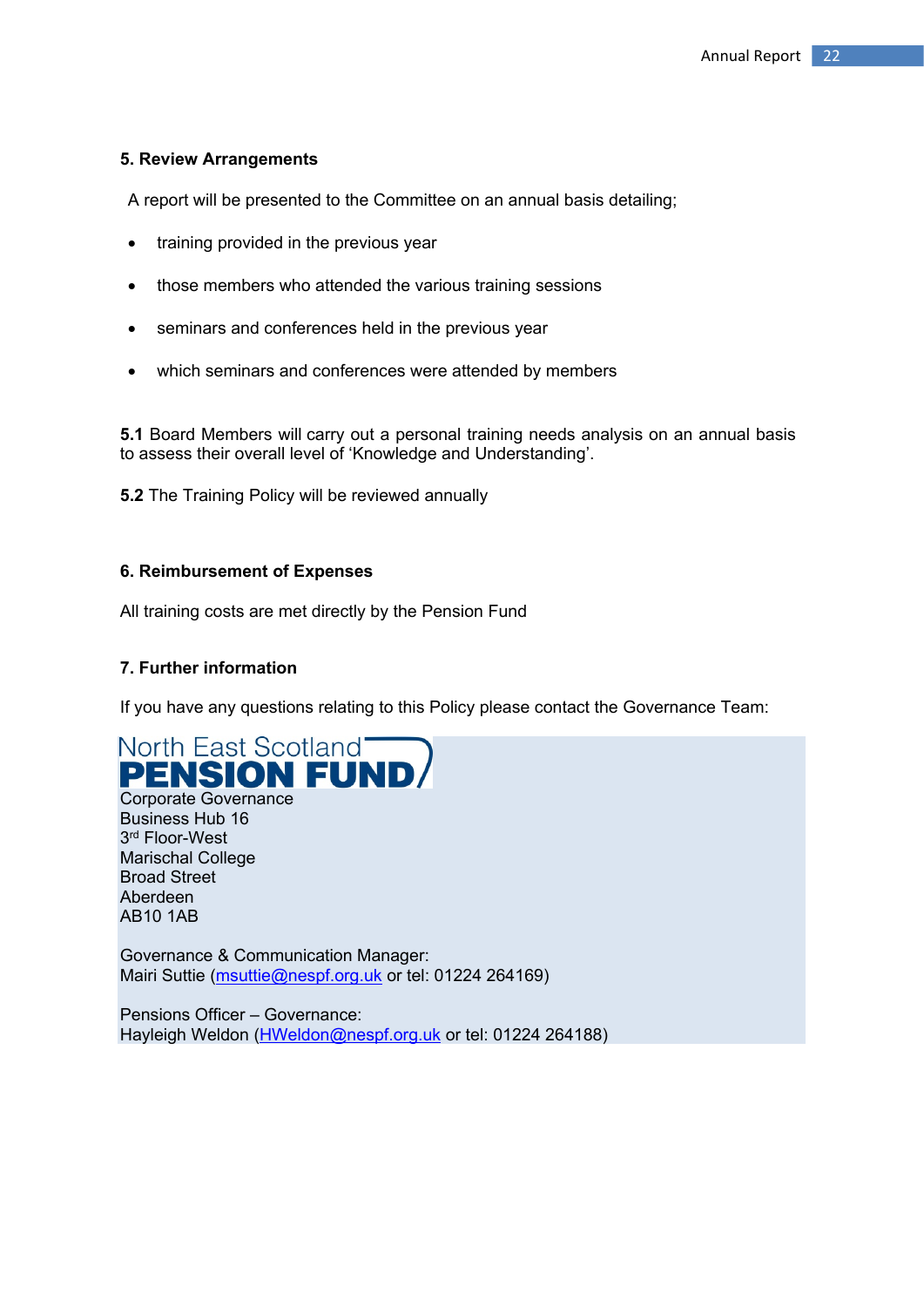## 5. Review Arrangements

A report will be presented to the Committee on an annual basis detailing;

- training provided in the previous year
- those members who attended the various training sessions
- seminars and conferences held in the previous year
- which seminars and conferences were attended by members

**5.1** Board Members will carry out a personal training needs analysis on an annual basis to assess their overall level of 'Knowledge and Understanding'.

**5.2** The Training Policy will be reviewed annually

## 6. Reimbursement of Expenses

All training costs are met directly by the Pension Fund

## 7. Further information

If you have any questions relating to this Policy please contact the Governance Team:

North East Scotland
**PENSION FUND**

Corporate Governance
Business Hub 16
3rd Floor-West
Marischal College
Broad Street
Aberdeen
AB10 1AB

Governance & Communication Manager:
Mairi Suttie (msuttie@nespf.org.uk or tel: 01224 264169)

Pensions Officer – Governance:
Hayleigh Weldon (HWeldon@nespf.org.uk or tel: 01224 264188)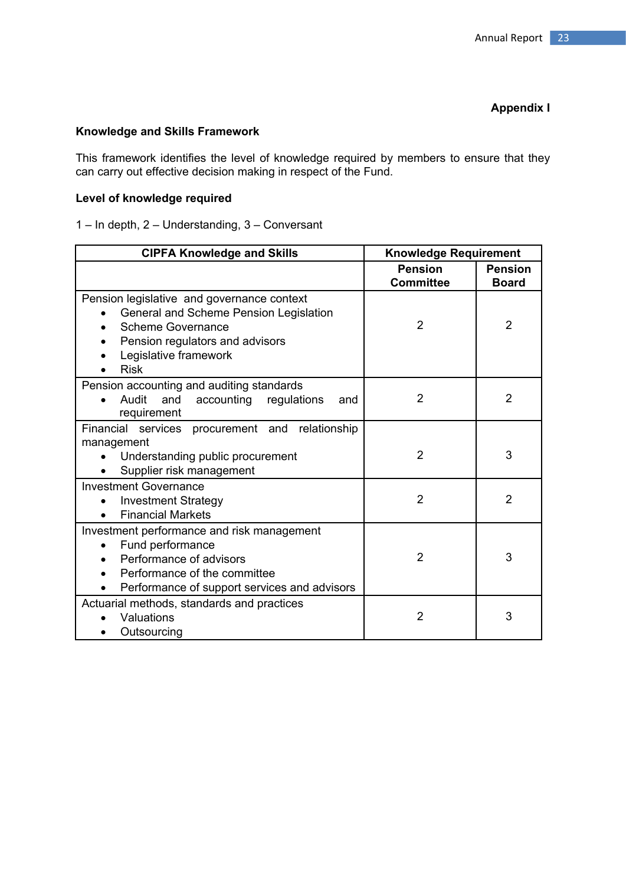**Appendix I**

**Knowledge and Skills Framework**

This framework identifies the level of knowledge required by members to ensure that they can carry out effective decision making in respect of the Fund.

**Level of knowledge required**

1 – In depth, 2 – Understanding, 3 – Conversant

| CIPFA Knowledge and Skills | Knowledge Requirement | |
|---|---|---|
| | **Pension Committee** | **Pension Board** |
| Pension legislative and governance context<br>• General and Scheme Pension Legislation<br>• Scheme Governance<br>• Pension regulators and advisors<br>• Legislative framework<br>• Risk | 2 | 2 |
| Pension accounting and auditing standards<br>• Audit and accounting regulations and requirement | 2 | 2 |
| Financial services procurement and relationship management<br>• Understanding public procurement<br>• Supplier risk management | 2 | 3 |
| Investment Governance<br>• Investment Strategy<br>• Financial Markets | 2 | 2 |
| Investment performance and risk management<br>• Fund performance<br>• Performance of advisors<br>• Performance of the committee<br>• Performance of support services and advisors | 2 | 3 |
| Actuarial methods, standards and practices<br>• Valuations<br>• Outsourcing | 2 | 3 |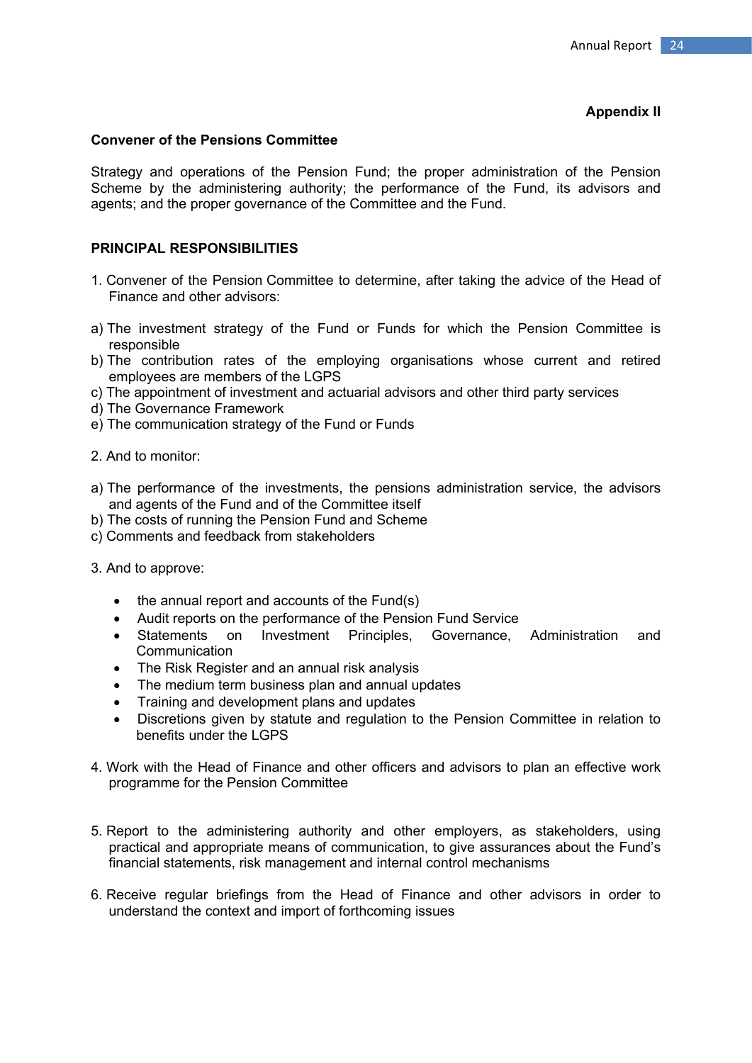**Appendix II**

**Convener of the Pensions Committee**

Strategy and operations of the Pension Fund; the proper administration of the Pension Scheme by the administering authority; the performance of the Fund, its advisors and agents; and the proper governance of the Committee and the Fund.

**PRINCIPAL RESPONSIBILITIES**

1. Convener of the Pension Committee to determine, after taking the advice of the Head of Finance and other advisors:

a) The investment strategy of the Fund or Funds for which the Pension Committee is responsible
b) The contribution rates of the employing organisations whose current and retired employees are members of the LGPS
c) The appointment of investment and actuarial advisors and other third party services
d) The Governance Framework
e) The communication strategy of the Fund or Funds

2. And to monitor:

a) The performance of the investments, the pensions administration service, the advisors and agents of the Fund and of the Committee itself
b) The costs of running the Pension Fund and Scheme
c) Comments and feedback from stakeholders

3. And to approve:

- the annual report and accounts of the Fund(s)
- Audit reports on the performance of the Pension Fund Service
- Statements on Investment Principles, Governance, Administration and Communication
- The Risk Register and an annual risk analysis
- The medium term business plan and annual updates
- Training and development plans and updates
- Discretions given by statute and regulation to the Pension Committee in relation to benefits under the LGPS

4. Work with the Head of Finance and other officers and advisors to plan an effective work programme for the Pension Committee

5. Report to the administering authority and other employers, as stakeholders, using practical and appropriate means of communication, to give assurances about the Fund's financial statements, risk management and internal control mechanisms

6. Receive regular briefings from the Head of Finance and other advisors in order to understand the context and import of forthcoming issues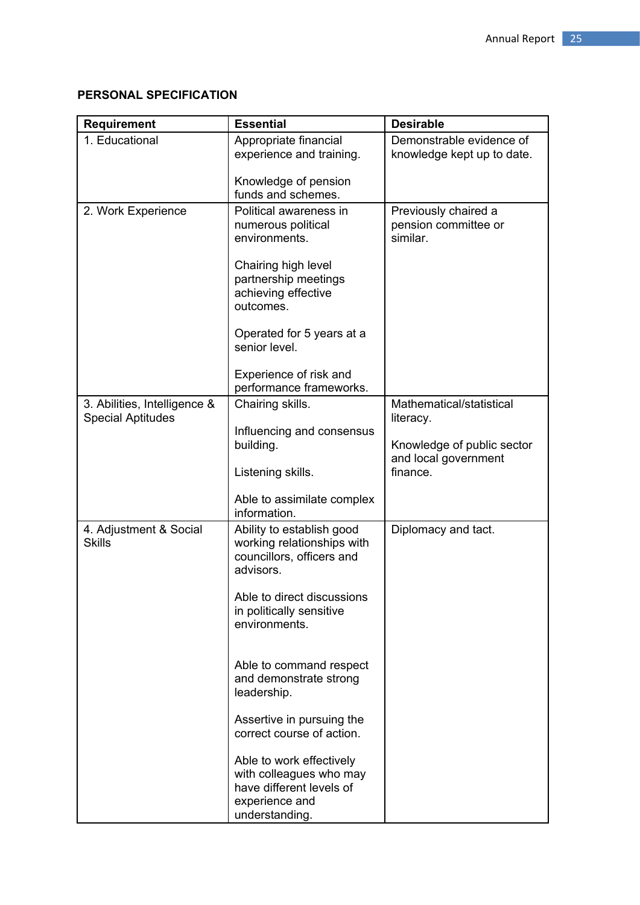**PERSONAL SPECIFICATION**

| Requirement | Essential | Desirable |
|---|---|---|
| 1. Educational | Appropriate financial experience and training.<br><br>Knowledge of pension funds and schemes. | Demonstrable evidence of knowledge kept up to date. |
| 2. Work Experience | Political awareness in numerous political environments.<br><br>Chairing high level partnership meetings achieving effective outcomes.<br><br>Operated for 5 years at a senior level.<br><br>Experience of risk and performance frameworks. | Previously chaired a pension committee or similar. |
| 3. Abilities, Intelligence & Special Aptitudes | Chairing skills.<br><br>Influencing and consensus building.<br><br>Listening skills.<br><br>Able to assimilate complex information. | Mathematical/statistical literacy.<br><br>Knowledge of public sector and local government finance. |
| 4. Adjustment & Social Skills | Ability to establish good working relationships with councillors, officers and advisors.<br><br>Able to direct discussions in politically sensitive environments.<br><br>Able to command respect and demonstrate strong leadership.<br><br>Assertive in pursuing the correct course of action.<br><br>Able to work effectively with colleagues who may have different levels of experience and understanding. | Diplomacy and tact. |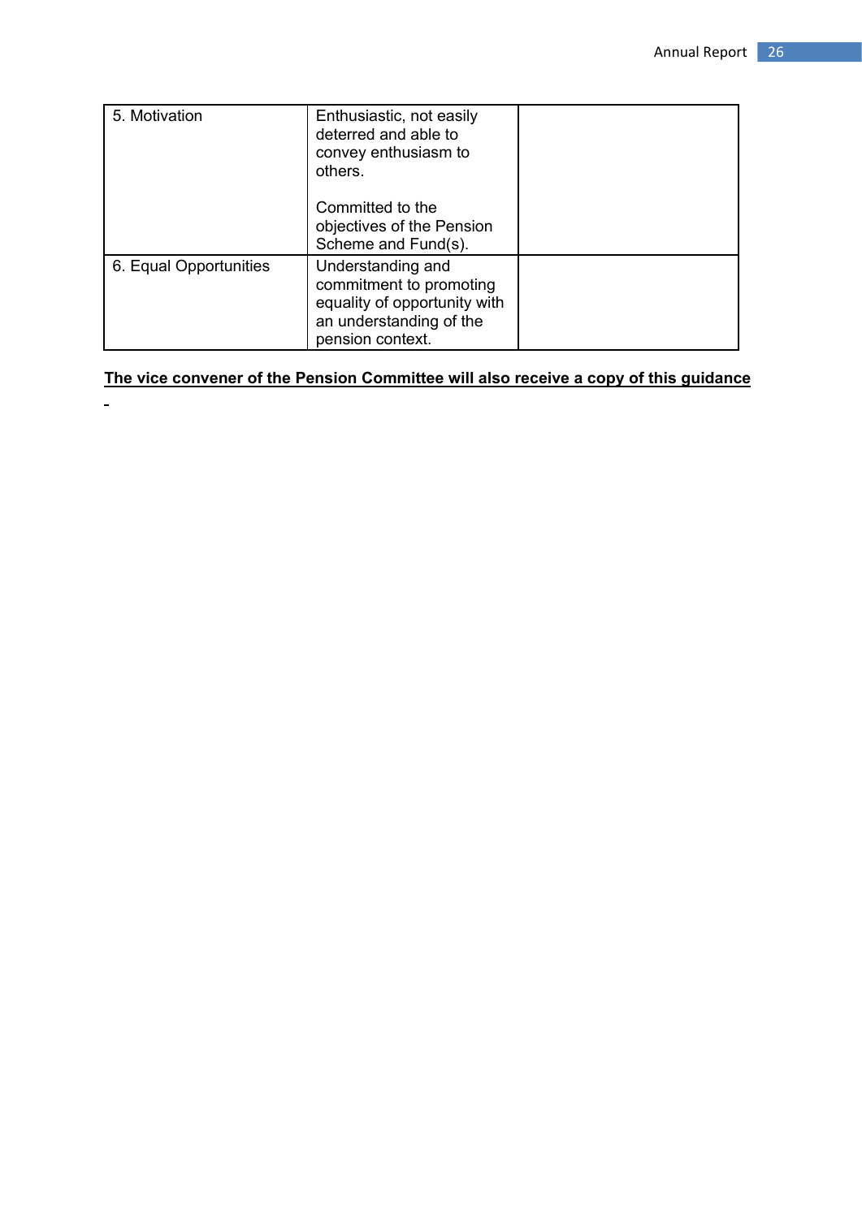| | | |
|---|---|---|
| 5. Motivation | Enthusiastic, not easily deterred and able to convey enthusiasm to others.<br><br>Committed to the objectives of the Pension Scheme and Fund(s). | |
| 6. Equal Opportunities | Understanding and commitment to promoting equality of opportunity with an understanding of the pension context. | |

**The vice convener of the Pension Committee will also receive a copy of this guidance**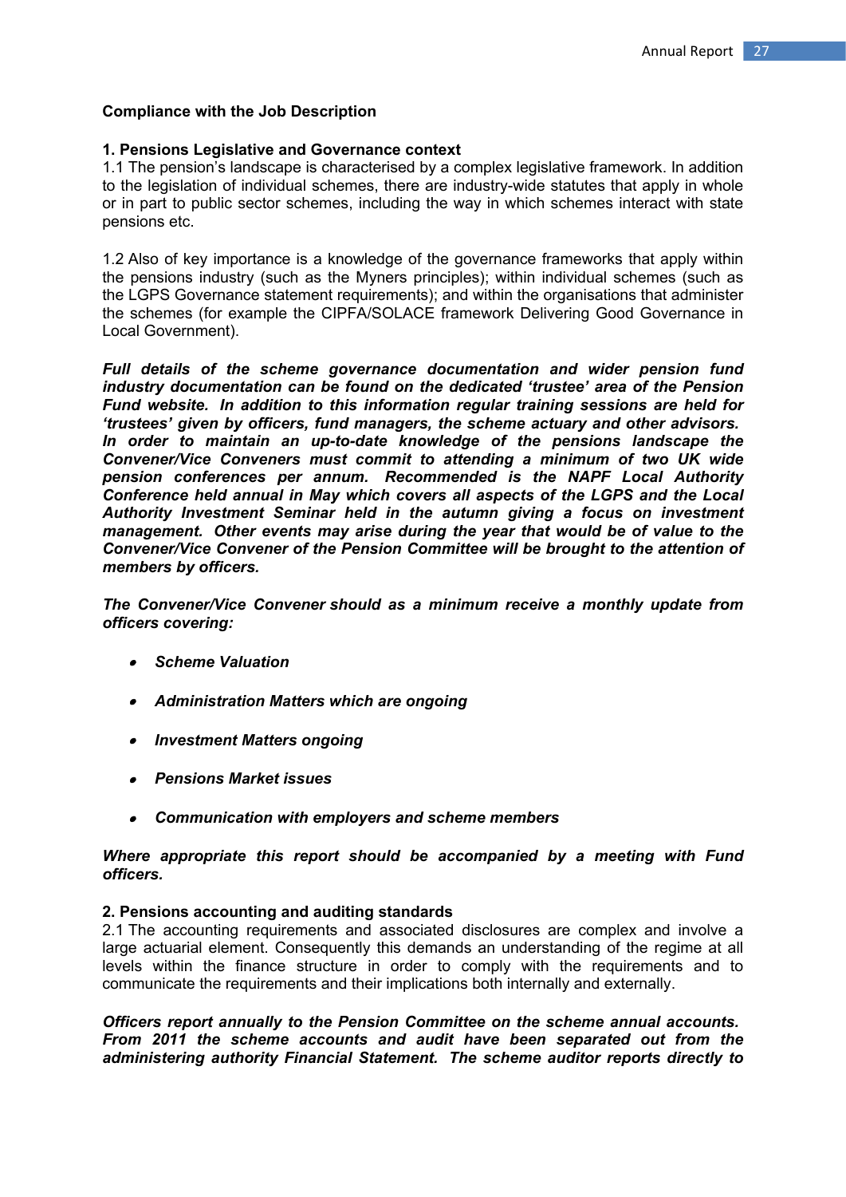**Compliance with the Job Description**

**1. Pensions Legislative and Governance context**

1.1 The pension's landscape is characterised by a complex legislative framework. In addition to the legislation of individual schemes, there are industry-wide statutes that apply in whole or in part to public sector schemes, including the way in which schemes interact with state pensions etc.

1.2 Also of key importance is a knowledge of the governance frameworks that apply within the pensions industry (such as the Myners principles); within individual schemes (such as the LGPS Governance statement requirements); and within the organisations that administer the schemes (for example the CIPFA/SOLACE framework Delivering Good Governance in Local Government).

***Full details of the scheme governance documentation and wider pension fund industry documentation can be found on the dedicated 'trustee' area of the Pension Fund website. In addition to this information regular training sessions are held for 'trustees' given by officers, fund managers, the scheme actuary and other advisors. In order to maintain an up-to-date knowledge of the pensions landscape the Convener/Vice Conveners must commit to attending a minimum of two UK wide pension conferences per annum. Recommended is the NAPF Local Authority Conference held annual in May which covers all aspects of the LGPS and the Local Authority Investment Seminar held in the autumn giving a focus on investment management. Other events may arise during the year that would be of value to the Convener/Vice Convener of the Pension Committee will be brought to the attention of members by officers.***

***The Convener/Vice Convener should as a minimum receive a monthly update from officers covering:***

- ***Scheme Valuation***
- ***Administration Matters which are ongoing***
- ***Investment Matters ongoing***
- ***Pensions Market issues***
- ***Communication with employers and scheme members***

***Where appropriate this report should be accompanied by a meeting with Fund officers.***

**2. Pensions accounting and auditing standards**

2.1 The accounting requirements and associated disclosures are complex and involve a large actuarial element. Consequently this demands an understanding of the regime at all levels within the finance structure in order to comply with the requirements and to communicate the requirements and their implications both internally and externally.

***Officers report annually to the Pension Committee on the scheme annual accounts. From 2011 the scheme accounts and audit have been separated out from the administering authority Financial Statement. The scheme auditor reports directly to***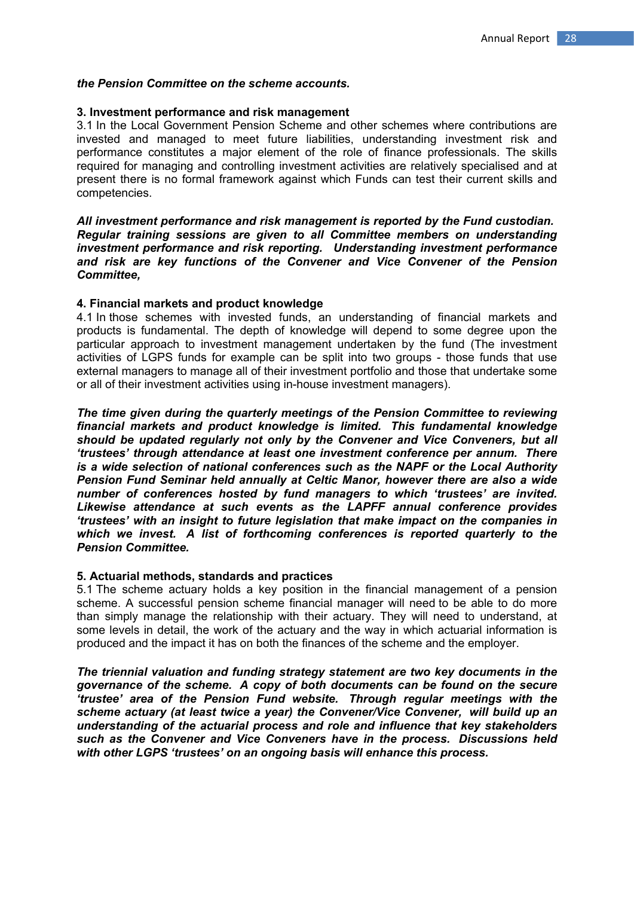***the Pension Committee on the scheme accounts.***

**3. Investment performance and risk management**

3.1 In the Local Government Pension Scheme and other schemes where contributions are invested and managed to meet future liabilities, understanding investment risk and performance constitutes a major element of the role of finance professionals. The skills required for managing and controlling investment activities are relatively specialised and at present there is no formal framework against which Funds can test their current skills and competencies.

***All investment performance and risk management is reported by the Fund custodian. Regular training sessions are given to all Committee members on understanding investment performance and risk reporting. Understanding investment performance and risk are key functions of the Convener and Vice Convener of the Pension Committee,***

**4. Financial markets and product knowledge**

4.1 In those schemes with invested funds, an understanding of financial markets and products is fundamental. The depth of knowledge will depend to some degree upon the particular approach to investment management undertaken by the fund (The investment activities of LGPS funds for example can be split into two groups - those funds that use external managers to manage all of their investment portfolio and those that undertake some or all of their investment activities using in-house investment managers).

***The time given during the quarterly meetings of the Pension Committee to reviewing financial markets and product knowledge is limited. This fundamental knowledge should be updated regularly not only by the Convener and Vice Conveners, but all 'trustees' through attendance at least one investment conference per annum. There is a wide selection of national conferences such as the NAPF or the Local Authority Pension Fund Seminar held annually at Celtic Manor, however there are also a wide number of conferences hosted by fund managers to which 'trustees' are invited. Likewise attendance at such events as the LAPFF annual conference provides 'trustees' with an insight to future legislation that make impact on the companies in which we invest. A list of forthcoming conferences is reported quarterly to the Pension Committee.***

**5. Actuarial methods, standards and practices**

5.1 The scheme actuary holds a key position in the financial management of a pension scheme. A successful pension scheme financial manager will need to be able to do more than simply manage the relationship with their actuary. They will need to understand, at some levels in detail, the work of the actuary and the way in which actuarial information is produced and the impact it has on both the finances of the scheme and the employer.

***The triennial valuation and funding strategy statement are two key documents in the governance of the scheme. A copy of both documents can be found on the secure 'trustee' area of the Pension Fund website. Through regular meetings with the scheme actuary (at least twice a year) the Convener/Vice Convener, will build up an understanding of the actuarial process and role and influence that key stakeholders such as the Convener and Vice Conveners have in the process. Discussions held with other LGPS 'trustees' on an ongoing basis will enhance this process.***